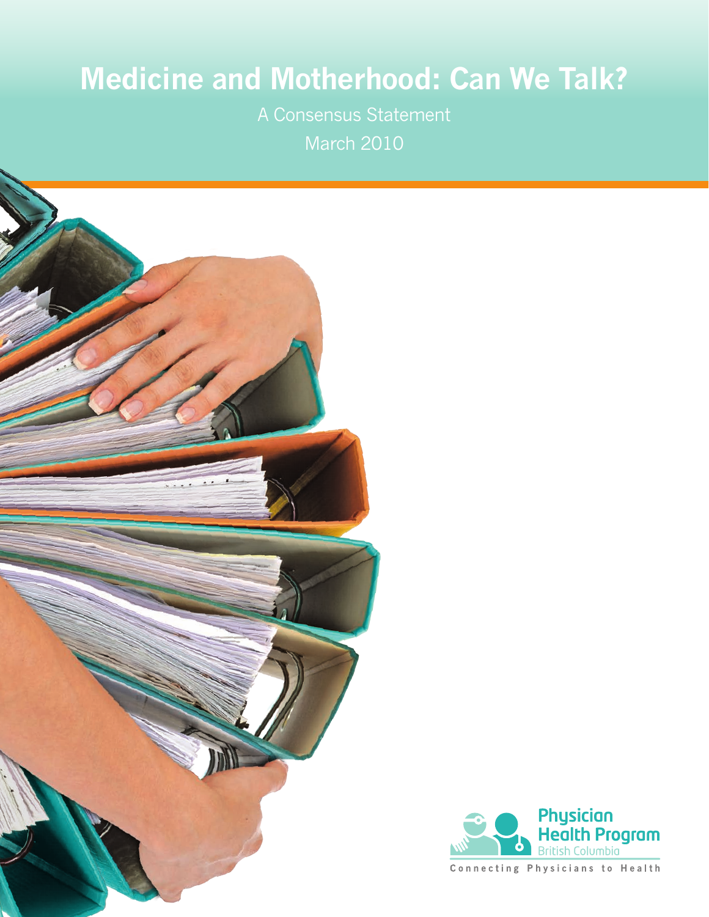# Medicine and Motherhood: Can We Talk?

A Consensus Statement

March 2010

Physician Health Program

British Columbia

Connecting Physicians to Health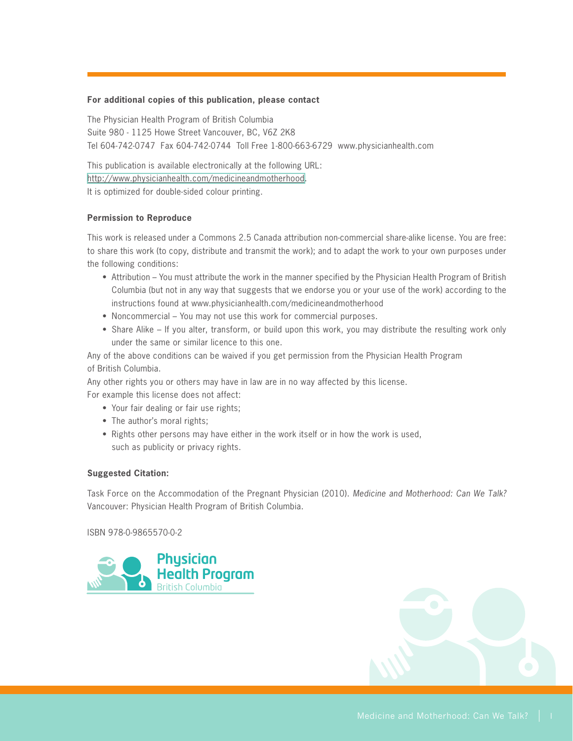**For additional copies of this publication, please contact**

The Physician Health Program of British Columbia
Suite 980 - 1125 Howe Street Vancouver, BC, V6Z 2K8
Tel 604-742-0747 Fax 604-742-0744 Toll Free 1-800-663-6729 www.physicianhealth.com

This publication is available electronically at the following URL:
http://www.physicianhealth.com/medicineandmotherhood.
It is optimized for double-sided colour printing.

**Permission to Reproduce**

This work is released under a Commons 2.5 Canada attribution non-commercial share-alike license. You are free: to share this work (to copy, distribute and transmit the work); and to adapt the work to your own purposes under the following conditions:

- Attribution – You must attribute the work in the manner specified by the Physician Health Program of British Columbia (but not in any way that suggests that we endorse you or your use of the work) according to the instructions found at www.physicianhealth.com/medicineandmotherhood
- Noncommercial – You may not use this work for commercial purposes.
- Share Alike – If you alter, transform, or build upon this work, you may distribute the resulting work only under the same or similar licence to this one.

Any of the above conditions can be waived if you get permission from the Physician Health Program of British Columbia.

Any other rights you or others may have in law are in no way affected by this license.
For example this license does not affect:

- Your fair dealing or fair use rights;
- The author's moral rights;
- Rights other persons may have either in the work itself or in how the work is used, such as publicity or privacy rights.

**Suggested Citation:**

Task Force on the Accommodation of the Pregnant Physician (2010). *Medicine and Motherhood: Can We Talk?* Vancouver: Physician Health Program of British Columbia.

ISBN 978-0-9865570-0-2

Physician Health Program
British Columbia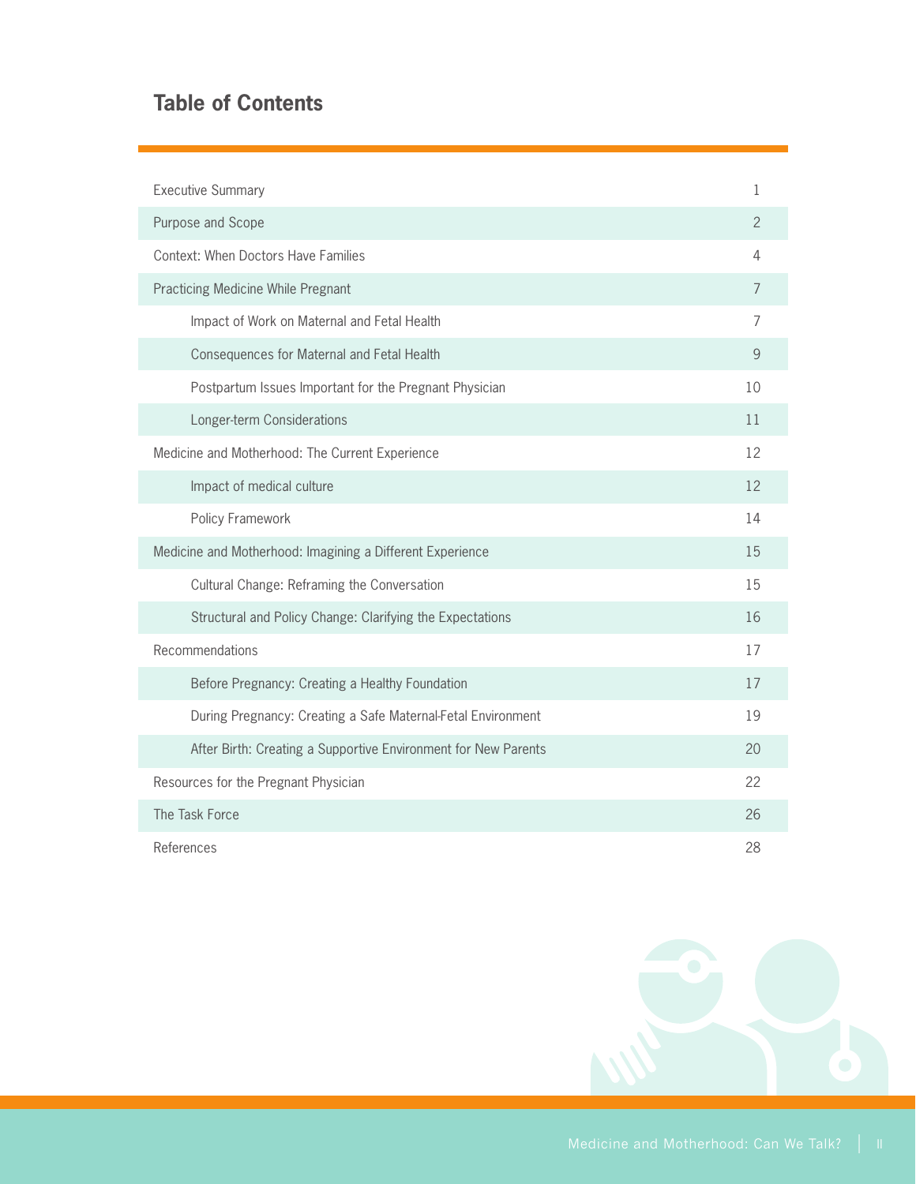## Table of Contents

| | |
|---|---|
| Executive Summary | 1 |
| Purpose and Scope | 2 |
| Context: When Doctors Have Families | 4 |
| Practicing Medicine While Pregnant | 7 |
| Impact of Work on Maternal and Fetal Health | 7 |
| Consequences for Maternal and Fetal Health | 9 |
| Postpartum Issues Important for the Pregnant Physician | 10 |
| Longer-term Considerations | 11 |
| Medicine and Motherhood: The Current Experience | 12 |
| Impact of medical culture | 12 |
| Policy Framework | 14 |
| Medicine and Motherhood: Imagining a Different Experience | 15 |
| Cultural Change: Reframing the Conversation | 15 |
| Structural and Policy Change: Clarifying the Expectations | 16 |
| Recommendations | 17 |
| Before Pregnancy: Creating a Healthy Foundation | 17 |
| During Pregnancy: Creating a Safe Maternal-Fetal Environment | 19 |
| After Birth: Creating a Supportive Environment for New Parents | 20 |
| Resources for the Pregnant Physician | 22 |
| The Task Force | 26 |
| References | 28 |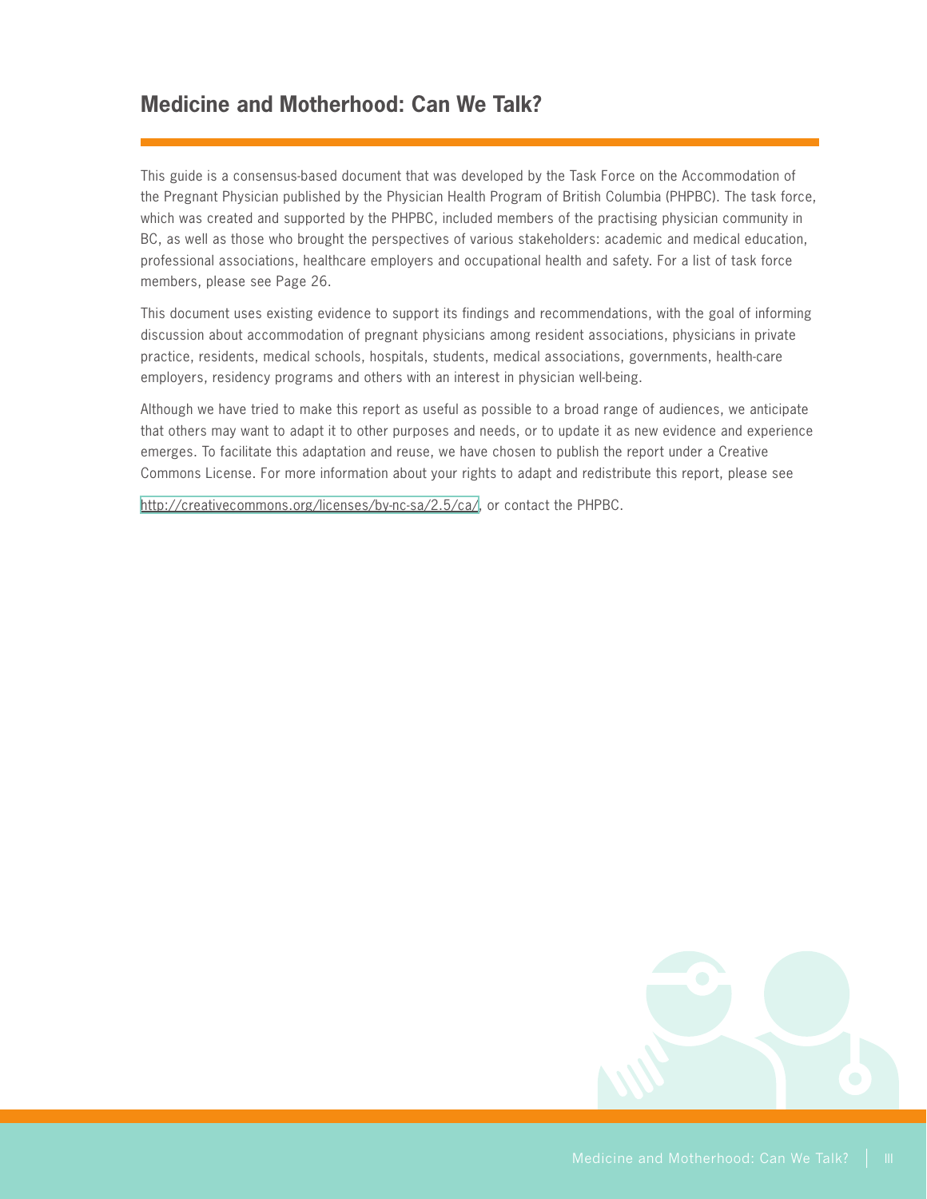## Medicine and Motherhood: Can We Talk?

This guide is a consensus-based document that was developed by the Task Force on the Accommodation of the Pregnant Physician published by the Physician Health Program of British Columbia (PHPBC). The task force, which was created and supported by the PHPBC, included members of the practising physician community in BC, as well as those who brought the perspectives of various stakeholders: academic and medical education, professional associations, healthcare employers and occupational health and safety. For a list of task force members, please see Page 26.

This document uses existing evidence to support its findings and recommendations, with the goal of informing discussion about accommodation of pregnant physicians among resident associations, physicians in private practice, residents, medical schools, hospitals, students, medical associations, governments, health-care employers, residency programs and others with an interest in physician well-being.

Although we have tried to make this report as useful as possible to a broad range of audiences, we anticipate that others may want to adapt it to other purposes and needs, or to update it as new evidence and experience emerges. To facilitate this adaptation and reuse, we have chosen to publish the report under a Creative Commons License. For more information about your rights to adapt and redistribute this report, please see

http://creativecommons.org/licenses/by-nc-sa/2.5/ca/, or contact the PHPBC.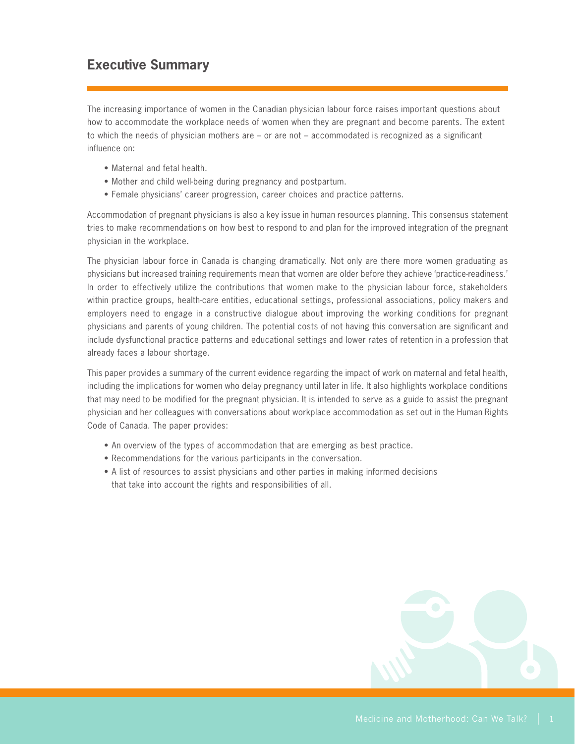## Executive Summary

The increasing importance of women in the Canadian physician labour force raises important questions about how to accommodate the workplace needs of women when they are pregnant and become parents. The extent to which the needs of physician mothers are – or are not – accommodated is recognized as a significant influence on:

- Maternal and fetal health.
- Mother and child well-being during pregnancy and postpartum.
- Female physicians' career progression, career choices and practice patterns.

Accommodation of pregnant physicians is also a key issue in human resources planning. This consensus statement tries to make recommendations on how best to respond to and plan for the improved integration of the pregnant physician in the workplace.

The physician labour force in Canada is changing dramatically. Not only are there more women graduating as physicians but increased training requirements mean that women are older before they achieve 'practice-readiness.' In order to effectively utilize the contributions that women make to the physician labour force, stakeholders within practice groups, health-care entities, educational settings, professional associations, policy makers and employers need to engage in a constructive dialogue about improving the working conditions for pregnant physicians and parents of young children. The potential costs of not having this conversation are significant and include dysfunctional practice patterns and educational settings and lower rates of retention in a profession that already faces a labour shortage.

This paper provides a summary of the current evidence regarding the impact of work on maternal and fetal health, including the implications for women who delay pregnancy until later in life. It also highlights workplace conditions that may need to be modified for the pregnant physician. It is intended to serve as a guide to assist the pregnant physician and her colleagues with conversations about workplace accommodation as set out in the Human Rights Code of Canada. The paper provides:

- An overview of the types of accommodation that are emerging as best practice.
- Recommendations for the various participants in the conversation.
- A list of resources to assist physicians and other parties in making informed decisions that take into account the rights and responsibilities of all.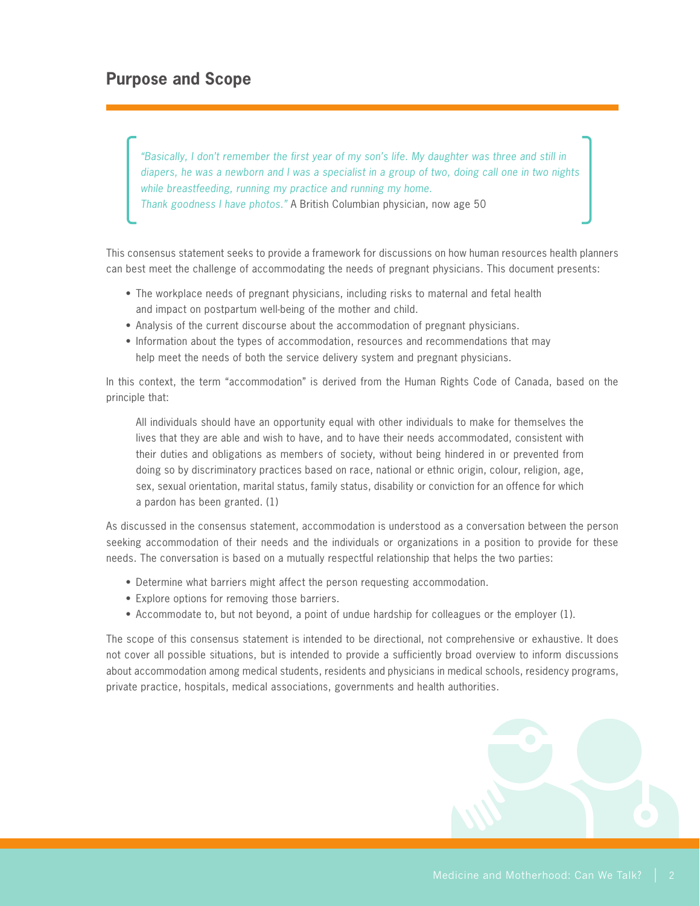## Purpose and Scope

> *"Basically, I don't remember the first year of my son's life. My daughter was three and still in diapers, he was a newborn and I was a specialist in a group of two, doing call one in two nights while breastfeeding, running my practice and running my home.*
> *Thank goodness I have photos."* A British Columbian physician, now age 50

This consensus statement seeks to provide a framework for discussions on how human resources health planners can best meet the challenge of accommodating the needs of pregnant physicians. This document presents:

- The workplace needs of pregnant physicians, including risks to maternal and fetal health and impact on postpartum well-being of the mother and child.
- Analysis of the current discourse about the accommodation of pregnant physicians.
- Information about the types of accommodation, resources and recommendations that may help meet the needs of both the service delivery system and pregnant physicians.

In this context, the term "accommodation" is derived from the Human Rights Code of Canada, based on the principle that:

> All individuals should have an opportunity equal with other individuals to make for themselves the lives that they are able and wish to have, and to have their needs accommodated, consistent with their duties and obligations as members of society, without being hindered in or prevented from doing so by discriminatory practices based on race, national or ethnic origin, colour, religion, age, sex, sexual orientation, marital status, family status, disability or conviction for an offence for which a pardon has been granted. (1)

As discussed in the consensus statement, accommodation is understood as a conversation between the person seeking accommodation of their needs and the individuals or organizations in a position to provide for these needs. The conversation is based on a mutually respectful relationship that helps the two parties:

- Determine what barriers might affect the person requesting accommodation.
- Explore options for removing those barriers.
- Accommodate to, but not beyond, a point of undue hardship for colleagues or the employer (1).

The scope of this consensus statement is intended to be directional, not comprehensive or exhaustive. It does not cover all possible situations, but is intended to provide a sufficiently broad overview to inform discussions about accommodation among medical students, residents and physicians in medical schools, residency programs, private practice, hospitals, medical associations, governments and health authorities.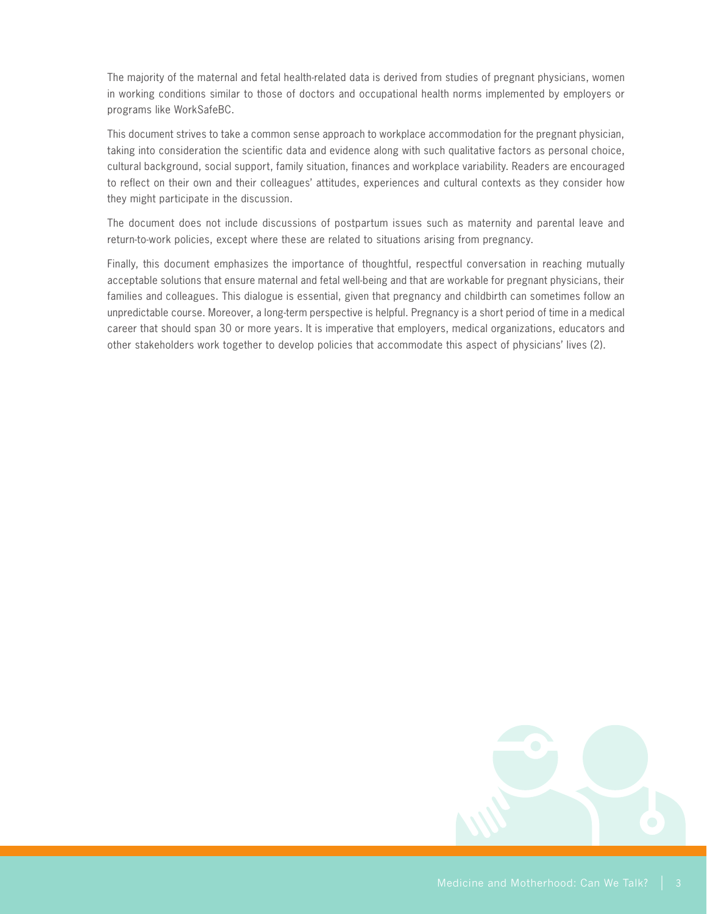The majority of the maternal and fetal health-related data is derived from studies of pregnant physicians, women in working conditions similar to those of doctors and occupational health norms implemented by employers or programs like WorkSafeBC.

This document strives to take a common sense approach to workplace accommodation for the pregnant physician, taking into consideration the scientific data and evidence along with such qualitative factors as personal choice, cultural background, social support, family situation, finances and workplace variability. Readers are encouraged to reflect on their own and their colleagues' attitudes, experiences and cultural contexts as they consider how they might participate in the discussion.

The document does not include discussions of postpartum issues such as maternity and parental leave and return-to-work policies, except where these are related to situations arising from pregnancy.

Finally, this document emphasizes the importance of thoughtful, respectful conversation in reaching mutually acceptable solutions that ensure maternal and fetal well-being and that are workable for pregnant physicians, their families and colleagues. This dialogue is essential, given that pregnancy and childbirth can sometimes follow an unpredictable course. Moreover, a long-term perspective is helpful. Pregnancy is a short period of time in a medical career that should span 30 or more years. It is imperative that employers, medical organizations, educators and other stakeholders work together to develop policies that accommodate this aspect of physicians' lives (2).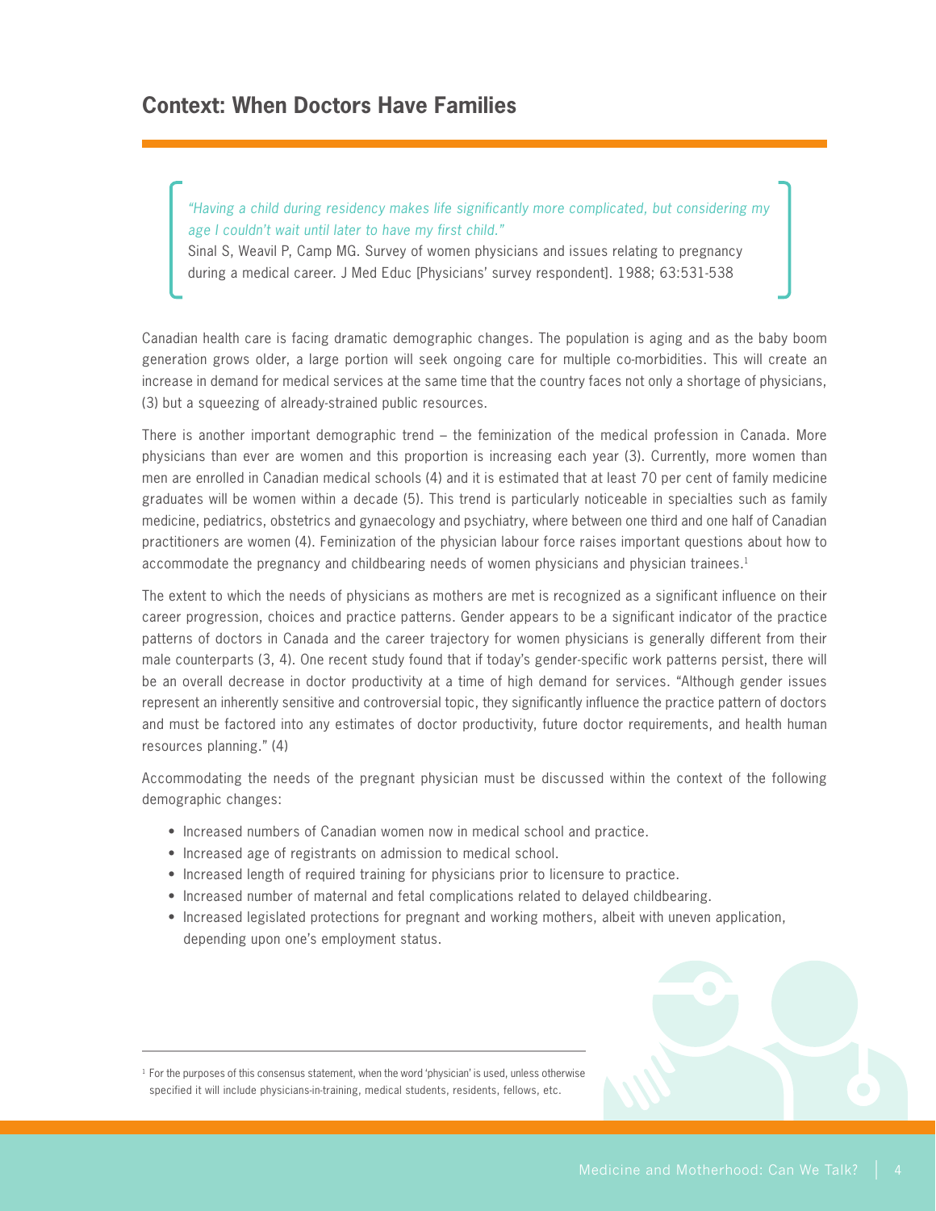## Context: When Doctors Have Families

> *"Having a child during residency makes life significantly more complicated, but considering my age I couldn't wait until later to have my first child."*
> Sinal S, Weavil P, Camp MG. Survey of women physicians and issues relating to pregnancy during a medical career. J Med Educ [Physicians' survey respondent]. 1988; 63:531-538

Canadian health care is facing dramatic demographic changes. The population is aging and as the baby boom generation grows older, a large portion will seek ongoing care for multiple co-morbidities. This will create an increase in demand for medical services at the same time that the country faces not only a shortage of physicians, (3) but a squeezing of already-strained public resources.

There is another important demographic trend – the feminization of the medical profession in Canada. More physicians than ever are women and this proportion is increasing each year (3). Currently, more women than men are enrolled in Canadian medical schools (4) and it is estimated that at least 70 per cent of family medicine graduates will be women within a decade (5). This trend is particularly noticeable in specialties such as family medicine, pediatrics, obstetrics and gynaecology and psychiatry, where between one third and one half of Canadian practitioners are women (4). Feminization of the physician labour force raises important questions about how to accommodate the pregnancy and childbearing needs of women physicians and physician trainees.[1]

The extent to which the needs of physicians as mothers are met is recognized as a significant influence on their career progression, choices and practice patterns. Gender appears to be a significant indicator of the practice patterns of doctors in Canada and the career trajectory for women physicians is generally different from their male counterparts (3, 4). One recent study found that if today's gender-specific work patterns persist, there will be an overall decrease in doctor productivity at a time of high demand for services. "Although gender issues represent an inherently sensitive and controversial topic, they significantly influence the practice pattern of doctors and must be factored into any estimates of doctor productivity, future doctor requirements, and health human resources planning." (4)

Accommodating the needs of the pregnant physician must be discussed within the context of the following demographic changes:

- Increased numbers of Canadian women now in medical school and practice.
- Increased age of registrants on admission to medical school.
- Increased length of required training for physicians prior to licensure to practice.
- Increased number of maternal and fetal complications related to delayed childbearing.
- Increased legislated protections for pregnant and working mothers, albeit with uneven application, depending upon one's employment status.

---

[1] For the purposes of this consensus statement, when the word 'physician' is used, unless otherwise specified it will include physicians-in-training, medical students, residents, fellows, etc.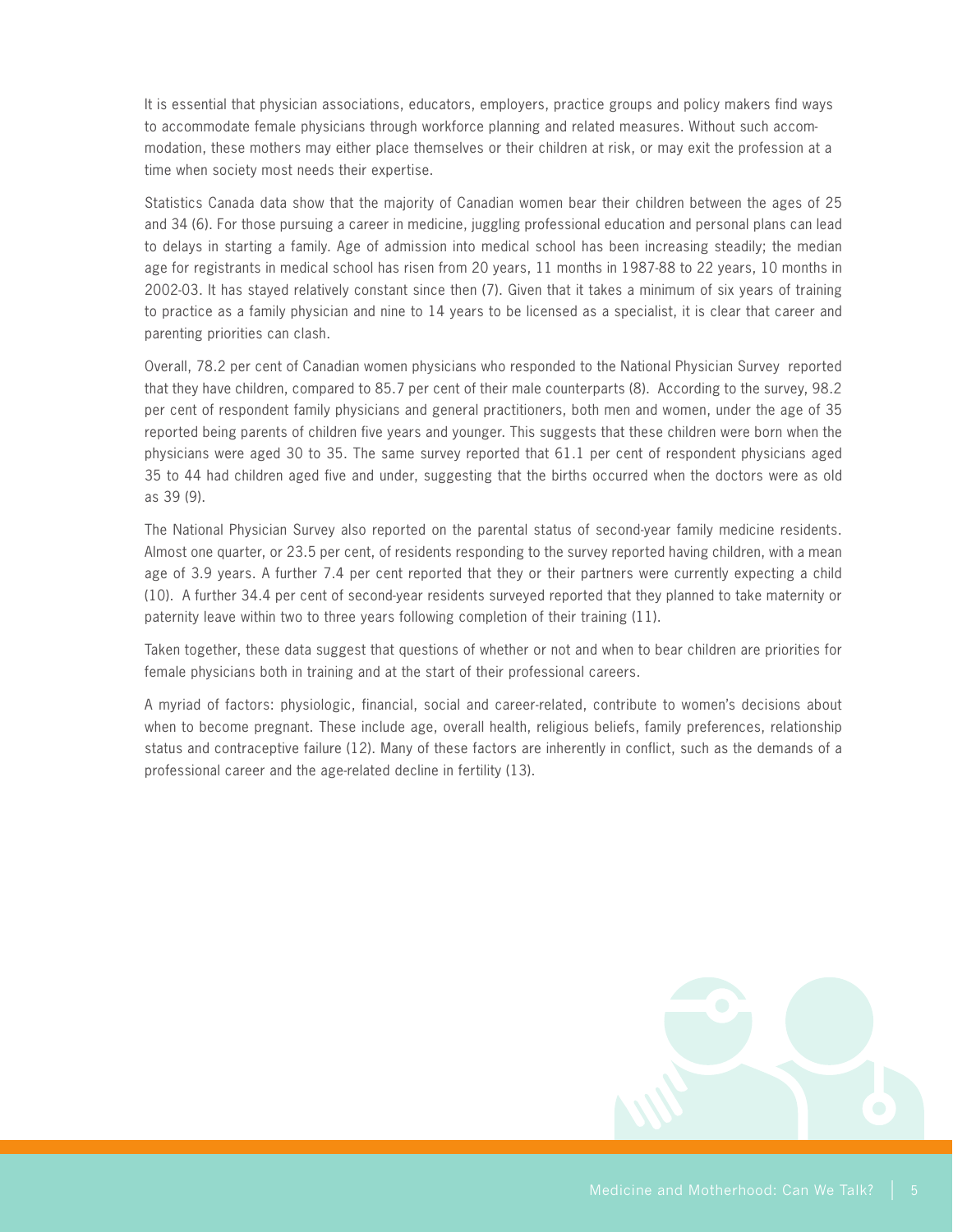It is essential that physician associations, educators, employers, practice groups and policy makers find ways to accommodate female physicians through workforce planning and related measures. Without such accommodation, these mothers may either place themselves or their children at risk, or may exit the profession at a time when society most needs their expertise.

Statistics Canada data show that the majority of Canadian women bear their children between the ages of 25 and 34 (6). For those pursuing a career in medicine, juggling professional education and personal plans can lead to delays in starting a family. Age of admission into medical school has been increasing steadily; the median age for registrants in medical school has risen from 20 years, 11 months in 1987-88 to 22 years, 10 months in 2002-03. It has stayed relatively constant since then (7). Given that it takes a minimum of six years of training to practice as a family physician and nine to 14 years to be licensed as a specialist, it is clear that career and parenting priorities can clash.

Overall, 78.2 per cent of Canadian women physicians who responded to the National Physician Survey reported that they have children, compared to 85.7 per cent of their male counterparts (8). According to the survey, 98.2 per cent of respondent family physicians and general practitioners, both men and women, under the age of 35 reported being parents of children five years and younger. This suggests that these children were born when the physicians were aged 30 to 35. The same survey reported that 61.1 per cent of respondent physicians aged 35 to 44 had children aged five and under, suggesting that the births occurred when the doctors were as old as 39 (9).

The National Physician Survey also reported on the parental status of second-year family medicine residents. Almost one quarter, or 23.5 per cent, of residents responding to the survey reported having children, with a mean age of 3.9 years. A further 7.4 per cent reported that they or their partners were currently expecting a child (10). A further 34.4 per cent of second-year residents surveyed reported that they planned to take maternity or paternity leave within two to three years following completion of their training (11).

Taken together, these data suggest that questions of whether or not and when to bear children are priorities for female physicians both in training and at the start of their professional careers.

A myriad of factors: physiologic, financial, social and career-related, contribute to women's decisions about when to become pregnant. These include age, overall health, religious beliefs, family preferences, relationship status and contraceptive failure (12). Many of these factors are inherently in conflict, such as the demands of a professional career and the age-related decline in fertility (13).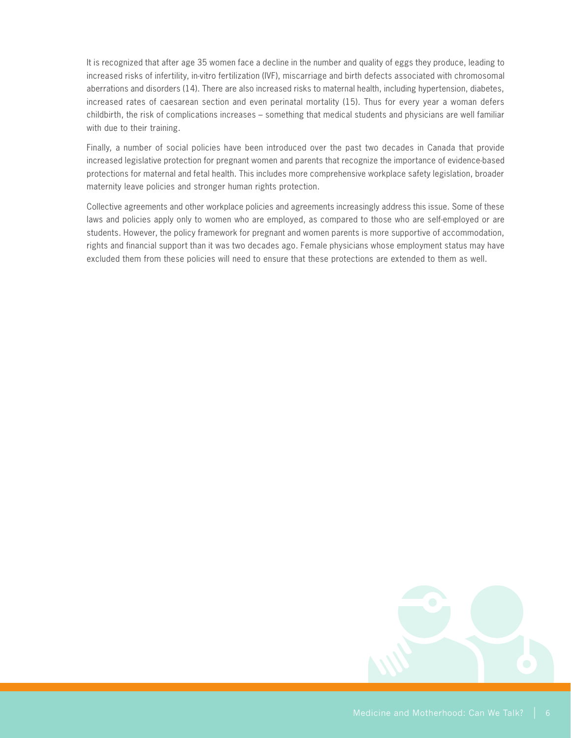It is recognized that after age 35 women face a decline in the number and quality of eggs they produce, leading to increased risks of infertility, in-vitro fertilization (IVF), miscarriage and birth defects associated with chromosomal aberrations and disorders (14). There are also increased risks to maternal health, including hypertension, diabetes, increased rates of caesarean section and even perinatal mortality (15). Thus for every year a woman defers childbirth, the risk of complications increases – something that medical students and physicians are well familiar with due to their training.

Finally, a number of social policies have been introduced over the past two decades in Canada that provide increased legislative protection for pregnant women and parents that recognize the importance of evidence-based protections for maternal and fetal health. This includes more comprehensive workplace safety legislation, broader maternity leave policies and stronger human rights protection.

Collective agreements and other workplace policies and agreements increasingly address this issue. Some of these laws and policies apply only to women who are employed, as compared to those who are self-employed or are students. However, the policy framework for pregnant and women parents is more supportive of accommodation, rights and financial support than it was two decades ago. Female physicians whose employment status may have excluded them from these policies will need to ensure that these protections are extended to them as well.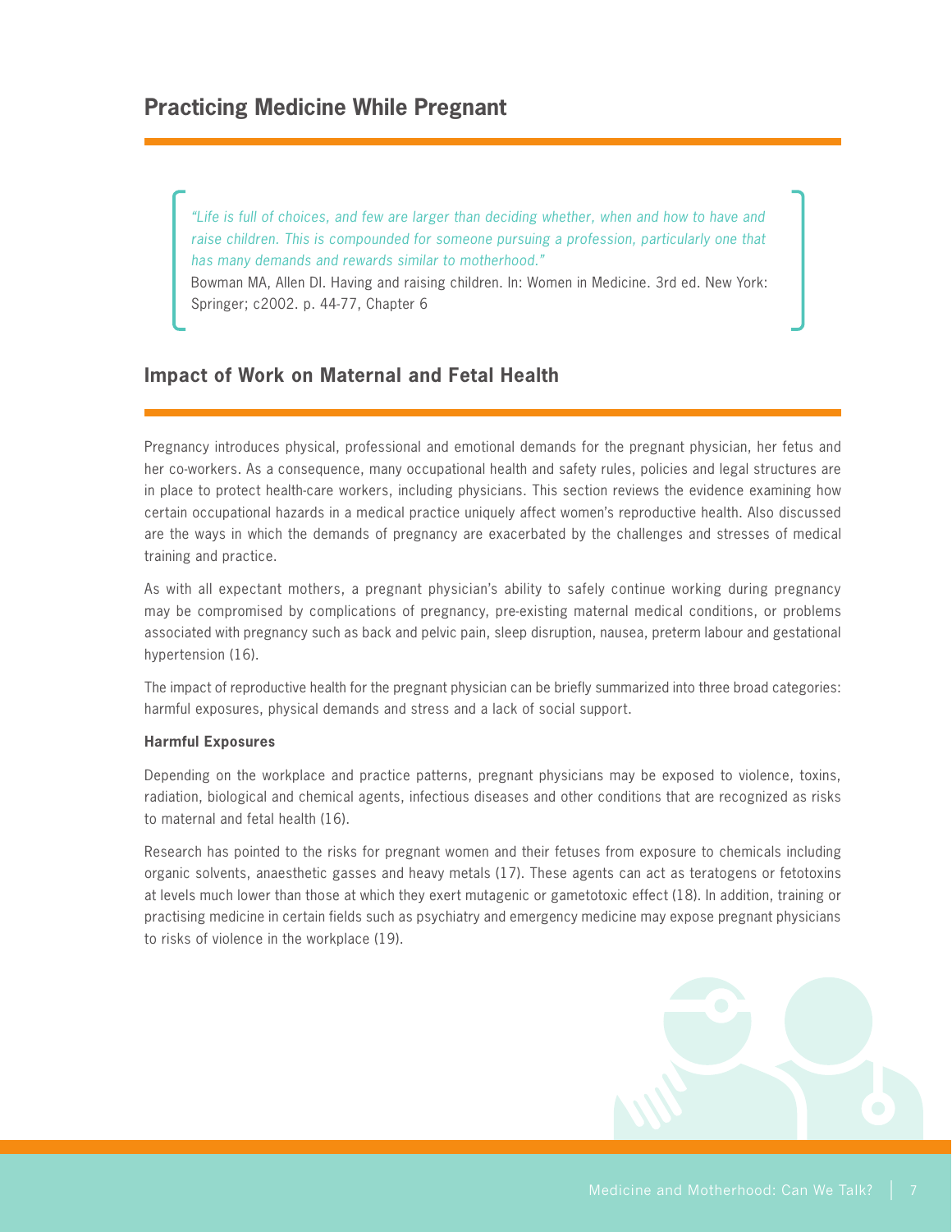# Practicing Medicine While Pregnant

> *"Life is full of choices, and few are larger than deciding whether, when and how to have and raise children. This is compounded for someone pursuing a profession, particularly one that has many demands and rewards similar to motherhood."*
>
> Bowman MA, Allen DI. Having and raising children. In: Women in Medicine. 3rd ed. New York: Springer; c2002. p. 44-77, Chapter 6

## Impact of Work on Maternal and Fetal Health

Pregnancy introduces physical, professional and emotional demands for the pregnant physician, her fetus and her co-workers. As a consequence, many occupational health and safety rules, policies and legal structures are in place to protect health-care workers, including physicians. This section reviews the evidence examining how certain occupational hazards in a medical practice uniquely affect women's reproductive health. Also discussed are the ways in which the demands of pregnancy are exacerbated by the challenges and stresses of medical training and practice.

As with all expectant mothers, a pregnant physician's ability to safely continue working during pregnancy may be compromised by complications of pregnancy, pre-existing maternal medical conditions, or problems associated with pregnancy such as back and pelvic pain, sleep disruption, nausea, preterm labour and gestational hypertension (16).

The impact of reproductive health for the pregnant physician can be briefly summarized into three broad categories: harmful exposures, physical demands and stress and a lack of social support.

**Harmful Exposures**

Depending on the workplace and practice patterns, pregnant physicians may be exposed to violence, toxins, radiation, biological and chemical agents, infectious diseases and other conditions that are recognized as risks to maternal and fetal health (16).

Research has pointed to the risks for pregnant women and their fetuses from exposure to chemicals including organic solvents, anaesthetic gasses and heavy metals (17). These agents can act as teratogens or fetotoxins at levels much lower than those at which they exert mutagenic or gametotoxic effect (18). In addition, training or practising medicine in certain fields such as psychiatry and emergency medicine may expose pregnant physicians to risks of violence in the workplace (19).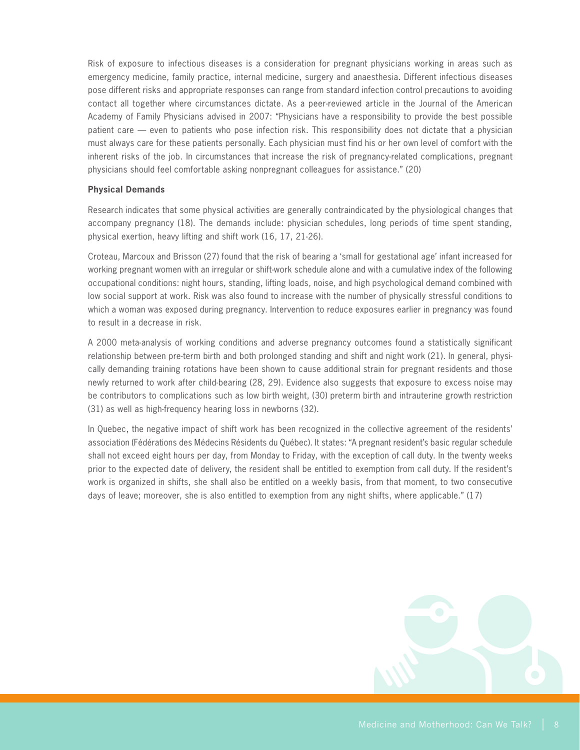Risk of exposure to infectious diseases is a consideration for pregnant physicians working in areas such as emergency medicine, family practice, internal medicine, surgery and anaesthesia. Different infectious diseases pose different risks and appropriate responses can range from standard infection control precautions to avoiding contact all together where circumstances dictate. As a peer-reviewed article in the Journal of the American Academy of Family Physicians advised in 2007: "Physicians have a responsibility to provide the best possible patient care — even to patients who pose infection risk. This responsibility does not dictate that a physician must always care for these patients personally. Each physician must find his or her own level of comfort with the inherent risks of the job. In circumstances that increase the risk of pregnancy-related complications, pregnant physicians should feel comfortable asking nonpregnant colleagues for assistance." (20)

**Physical Demands**

Research indicates that some physical activities are generally contraindicated by the physiological changes that accompany pregnancy (18). The demands include: physician schedules, long periods of time spent standing, physical exertion, heavy lifting and shift work (16, 17, 21-26).

Croteau, Marcoux and Brisson (27) found that the risk of bearing a 'small for gestational age' infant increased for working pregnant women with an irregular or shift-work schedule alone and with a cumulative index of the following occupational conditions: night hours, standing, lifting loads, noise, and high psychological demand combined with low social support at work. Risk was also found to increase with the number of physically stressful conditions to which a woman was exposed during pregnancy. Intervention to reduce exposures earlier in pregnancy was found to result in a decrease in risk.

A 2000 meta-analysis of working conditions and adverse pregnancy outcomes found a statistically significant relationship between pre-term birth and both prolonged standing and shift and night work (21). In general, physically demanding training rotations have been shown to cause additional strain for pregnant residents and those newly returned to work after child-bearing (28, 29). Evidence also suggests that exposure to excess noise may be contributors to complications such as low birth weight, (30) preterm birth and intrauterine growth restriction (31) as well as high-frequency hearing loss in newborns (32).

In Quebec, the negative impact of shift work has been recognized in the collective agreement of the residents' association (Fédérations des Médecins Résidents du Québec). It states: "A pregnant resident's basic regular schedule shall not exceed eight hours per day, from Monday to Friday, with the exception of call duty. In the twenty weeks prior to the expected date of delivery, the resident shall be entitled to exemption from call duty. If the resident's work is organized in shifts, she shall also be entitled on a weekly basis, from that moment, to two consecutive days of leave; moreover, she is also entitled to exemption from any night shifts, where applicable." (17)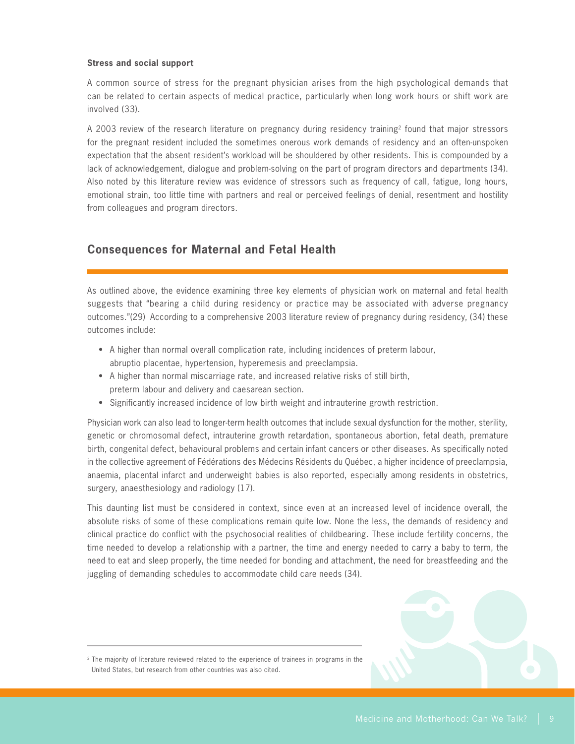**Stress and social support**

A common source of stress for the pregnant physician arises from the high psychological demands that can be related to certain aspects of medical practice, particularly when long work hours or shift work are involved (33).

A 2003 review of the research literature on pregnancy during residency training[2] found that major stressors for the pregnant resident included the sometimes onerous work demands of residency and an often-unspoken expectation that the absent resident's workload will be shouldered by other residents. This is compounded by a lack of acknowledgement, dialogue and problem-solving on the part of program directors and departments (34). Also noted by this literature review was evidence of stressors such as frequency of call, fatigue, long hours, emotional strain, too little time with partners and real or perceived feelings of denial, resentment and hostility from colleagues and program directors.

## Consequences for Maternal and Fetal Health

As outlined above, the evidence examining three key elements of physician work on maternal and fetal health suggests that "bearing a child during residency or practice may be associated with adverse pregnancy outcomes."(29) According to a comprehensive 2003 literature review of pregnancy during residency, (34) these outcomes include:

- A higher than normal overall complication rate, including incidences of preterm labour, abruptio placentae, hypertension, hyperemesis and preeclampsia.
- A higher than normal miscarriage rate, and increased relative risks of still birth, preterm labour and delivery and caesarean section.
- Significantly increased incidence of low birth weight and intrauterine growth restriction.

Physician work can also lead to longer-term health outcomes that include sexual dysfunction for the mother, sterility, genetic or chromosomal defect, intrauterine growth retardation, spontaneous abortion, fetal death, premature birth, congenital defect, behavioural problems and certain infant cancers or other diseases. As specifically noted in the collective agreement of Fédérations des Médecins Résidents du Québec, a higher incidence of preeclampsia, anaemia, placental infarct and underweight babies is also reported, especially among residents in obstetrics, surgery, anaesthesiology and radiology (17).

This daunting list must be considered in context, since even at an increased level of incidence overall, the absolute risks of some of these complications remain quite low. None the less, the demands of residency and clinical practice do conflict with the psychosocial realities of childbearing. These include fertility concerns, the time needed to develop a relationship with a partner, the time and energy needed to carry a baby to term, the need to eat and sleep properly, the time needed for bonding and attachment, the need for breastfeeding and the juggling of demanding schedules to accommodate child care needs (34).

[2] The majority of literature reviewed related to the experience of trainees in programs in the United States, but research from other countries was also cited.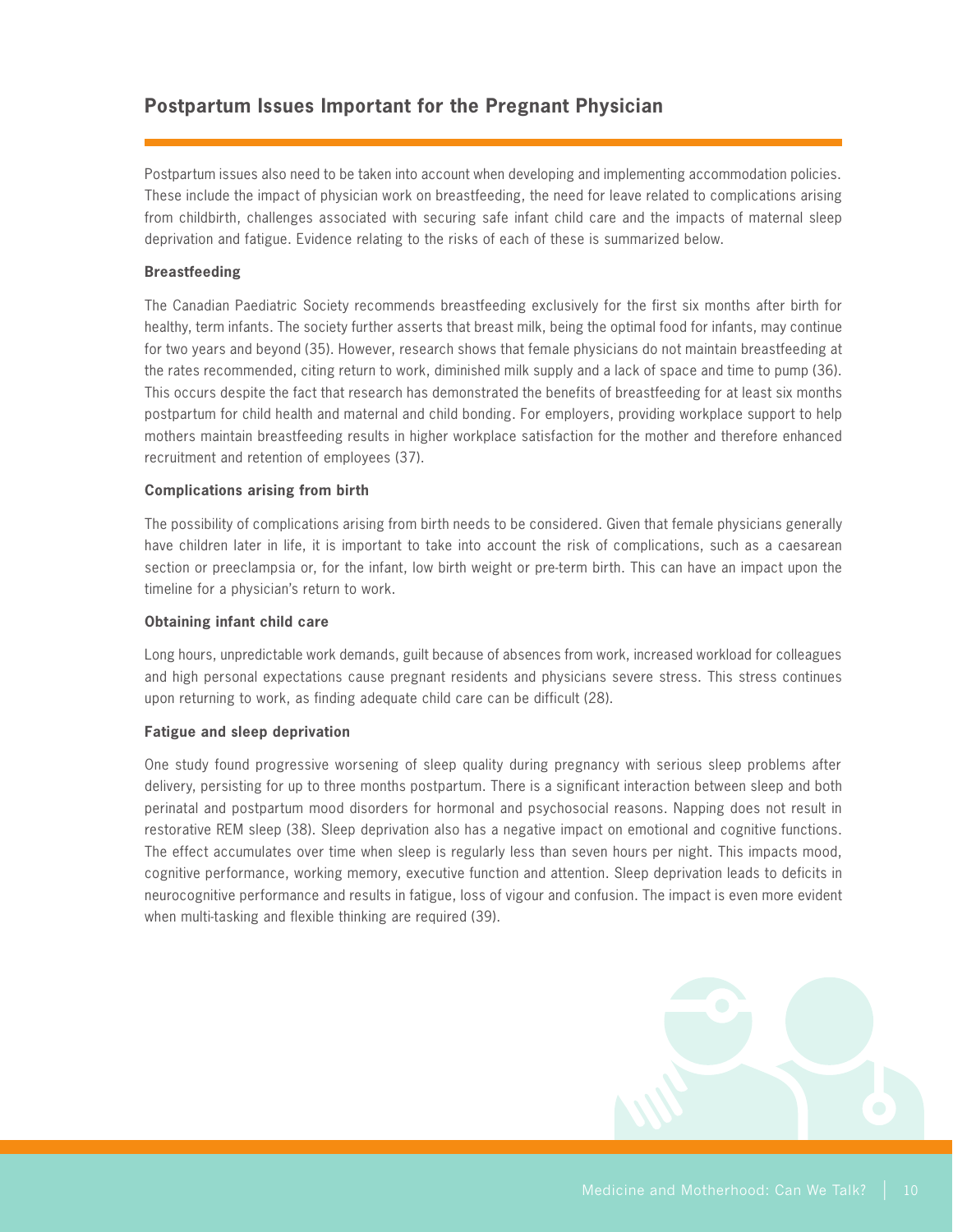## Postpartum Issues Important for the Pregnant Physician

Postpartum issues also need to be taken into account when developing and implementing accommodation policies. These include the impact of physician work on breastfeeding, the need for leave related to complications arising from childbirth, challenges associated with securing safe infant child care and the impacts of maternal sleep deprivation and fatigue. Evidence relating to the risks of each of these is summarized below.

### Breastfeeding

The Canadian Paediatric Society recommends breastfeeding exclusively for the first six months after birth for healthy, term infants. The society further asserts that breast milk, being the optimal food for infants, may continue for two years and beyond (35). However, research shows that female physicians do not maintain breastfeeding at the rates recommended, citing return to work, diminished milk supply and a lack of space and time to pump (36). This occurs despite the fact that research has demonstrated the benefits of breastfeeding for at least six months postpartum for child health and maternal and child bonding. For employers, providing workplace support to help mothers maintain breastfeeding results in higher workplace satisfaction for the mother and therefore enhanced recruitment and retention of employees (37).

### Complications arising from birth

The possibility of complications arising from birth needs to be considered. Given that female physicians generally have children later in life, it is important to take into account the risk of complications, such as a caesarean section or preeclampsia or, for the infant, low birth weight or pre-term birth. This can have an impact upon the timeline for a physician's return to work.

### Obtaining infant child care

Long hours, unpredictable work demands, guilt because of absences from work, increased workload for colleagues and high personal expectations cause pregnant residents and physicians severe stress. This stress continues upon returning to work, as finding adequate child care can be difficult (28).

### Fatigue and sleep deprivation

One study found progressive worsening of sleep quality during pregnancy with serious sleep problems after delivery, persisting for up to three months postpartum. There is a significant interaction between sleep and both perinatal and postpartum mood disorders for hormonal and psychosocial reasons. Napping does not result in restorative REM sleep (38). Sleep deprivation also has a negative impact on emotional and cognitive functions. The effect accumulates over time when sleep is regularly less than seven hours per night. This impacts mood, cognitive performance, working memory, executive function and attention. Sleep deprivation leads to deficits in neurocognitive performance and results in fatigue, loss of vigour and confusion. The impact is even more evident when multi-tasking and flexible thinking are required (39).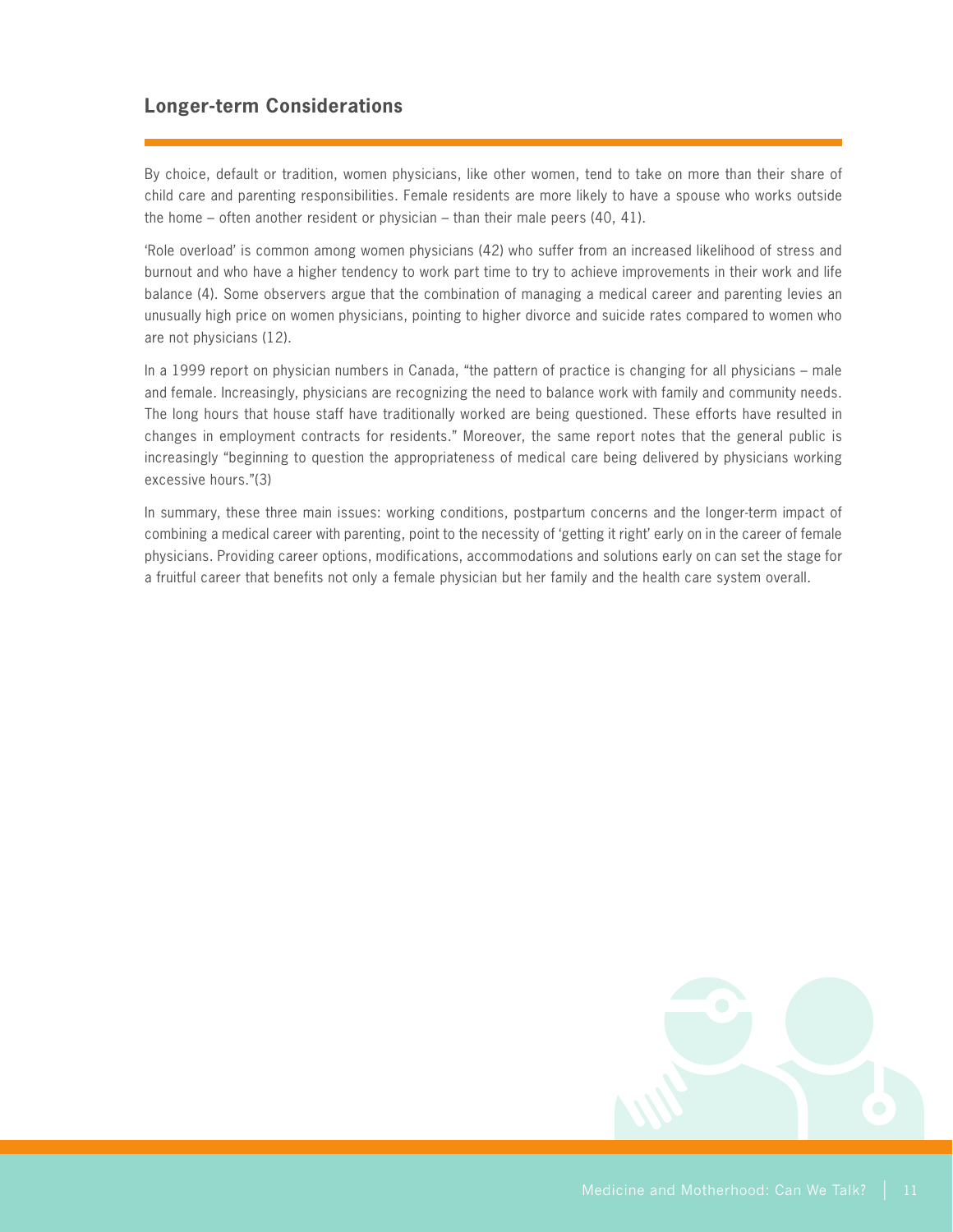## Longer-term Considerations

By choice, default or tradition, women physicians, like other women, tend to take on more than their share of child care and parenting responsibilities. Female residents are more likely to have a spouse who works outside the home – often another resident or physician – than their male peers (40, 41).

'Role overload' is common among women physicians (42) who suffer from an increased likelihood of stress and burnout and who have a higher tendency to work part time to try to achieve improvements in their work and life balance (4). Some observers argue that the combination of managing a medical career and parenting levies an unusually high price on women physicians, pointing to higher divorce and suicide rates compared to women who are not physicians (12).

In a 1999 report on physician numbers in Canada, "the pattern of practice is changing for all physicians – male and female. Increasingly, physicians are recognizing the need to balance work with family and community needs. The long hours that house staff have traditionally worked are being questioned. These efforts have resulted in changes in employment contracts for residents." Moreover, the same report notes that the general public is increasingly "beginning to question the appropriateness of medical care being delivered by physicians working excessive hours."(3)

In summary, these three main issues: working conditions, postpartum concerns and the longer-term impact of combining a medical career with parenting, point to the necessity of 'getting it right' early on in the career of female physicians. Providing career options, modifications, accommodations and solutions early on can set the stage for a fruitful career that benefits not only a female physician but her family and the health care system overall.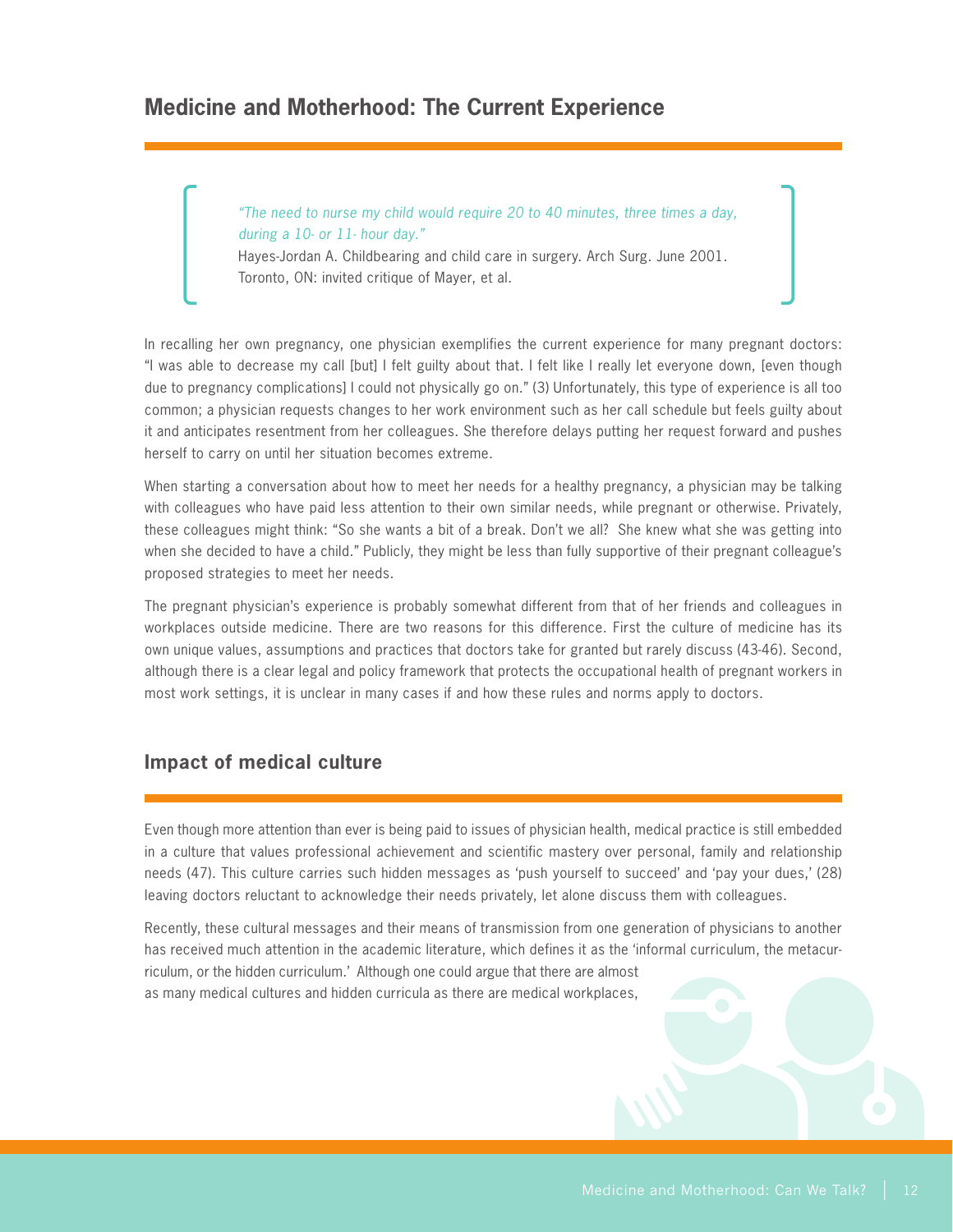## Medicine and Motherhood: The Current Experience

> *"The need to nurse my child would require 20 to 40 minutes, three times a day, during a 10- or 11- hour day."*
> Hayes-Jordan A. Childbearing and child care in surgery. Arch Surg. June 2001. Toronto, ON: invited critique of Mayer, et al.

In recalling her own pregnancy, one physician exemplifies the current experience for many pregnant doctors: "I was able to decrease my call [but] I felt guilty about that. I felt like I really let everyone down, [even though due to pregnancy complications] I could not physically go on." (3) Unfortunately, this type of experience is all too common; a physician requests changes to her work environment such as her call schedule but feels guilty about it and anticipates resentment from her colleagues. She therefore delays putting her request forward and pushes herself to carry on until her situation becomes extreme.

When starting a conversation about how to meet her needs for a healthy pregnancy, a physician may be talking with colleagues who have paid less attention to their own similar needs, while pregnant or otherwise. Privately, these colleagues might think: "So she wants a bit of a break. Don't we all? She knew what she was getting into when she decided to have a child." Publicly, they might be less than fully supportive of their pregnant colleague's proposed strategies to meet her needs.

The pregnant physician's experience is probably somewhat different from that of her friends and colleagues in workplaces outside medicine. There are two reasons for this difference. First the culture of medicine has its own unique values, assumptions and practices that doctors take for granted but rarely discuss (43-46). Second, although there is a clear legal and policy framework that protects the occupational health of pregnant workers in most work settings, it is unclear in many cases if and how these rules and norms apply to doctors.

### Impact of medical culture

Even though more attention than ever is being paid to issues of physician health, medical practice is still embedded in a culture that values professional achievement and scientific mastery over personal, family and relationship needs (47). This culture carries such hidden messages as 'push yourself to succeed' and 'pay your dues,' (28) leaving doctors reluctant to acknowledge their needs privately, let alone discuss them with colleagues.

Recently, these cultural messages and their means of transmission from one generation of physicians to another has received much attention in the academic literature, which defines it as the 'informal curriculum, the metacurriculum, or the hidden curriculum.' Although one could argue that there are almost as many medical cultures and hidden curricula as there are medical workplaces,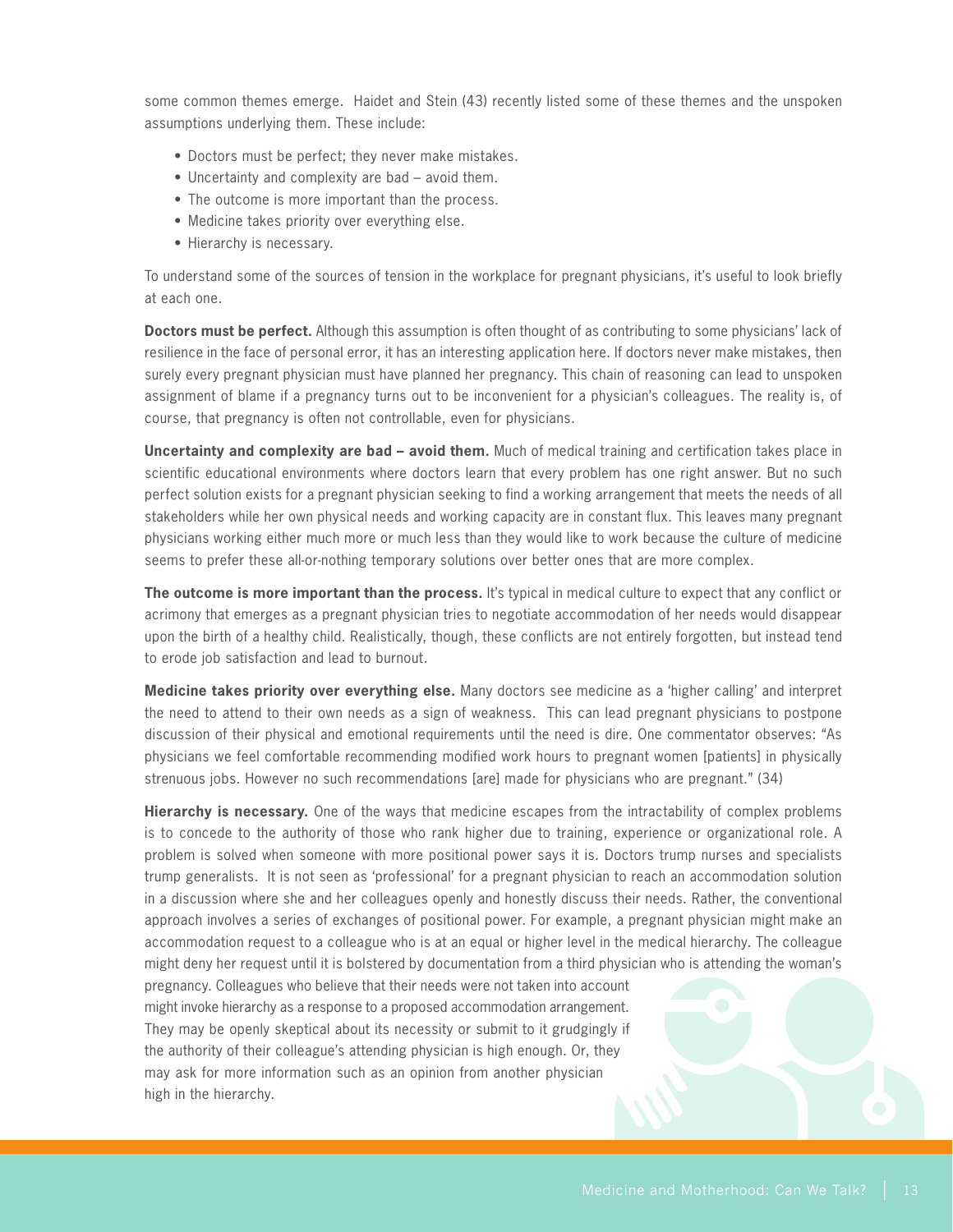some common themes emerge. Haidet and Stein (43) recently listed some of these themes and the unspoken assumptions underlying them. These include:

- Doctors must be perfect; they never make mistakes.
- Uncertainty and complexity are bad – avoid them.
- The outcome is more important than the process.
- Medicine takes priority over everything else.
- Hierarchy is necessary.

To understand some of the sources of tension in the workplace for pregnant physicians, it's useful to look briefly at each one.

**Doctors must be perfect.** Although this assumption is often thought of as contributing to some physicians' lack of resilience in the face of personal error, it has an interesting application here. If doctors never make mistakes, then surely every pregnant physician must have planned her pregnancy. This chain of reasoning can lead to unspoken assignment of blame if a pregnancy turns out to be inconvenient for a physician's colleagues. The reality is, of course, that pregnancy is often not controllable, even for physicians.

**Uncertainty and complexity are bad – avoid them.** Much of medical training and certification takes place in scientific educational environments where doctors learn that every problem has one right answer. But no such perfect solution exists for a pregnant physician seeking to find a working arrangement that meets the needs of all stakeholders while her own physical needs and working capacity are in constant flux. This leaves many pregnant physicians working either much more or much less than they would like to work because the culture of medicine seems to prefer these all-or-nothing temporary solutions over better ones that are more complex.

**The outcome is more important than the process.** It's typical in medical culture to expect that any conflict or acrimony that emerges as a pregnant physician tries to negotiate accommodation of her needs would disappear upon the birth of a healthy child. Realistically, though, these conflicts are not entirely forgotten, but instead tend to erode job satisfaction and lead to burnout.

**Medicine takes priority over everything else.** Many doctors see medicine as a 'higher calling' and interpret the need to attend to their own needs as a sign of weakness. This can lead pregnant physicians to postpone discussion of their physical and emotional requirements until the need is dire. One commentator observes: "As physicians we feel comfortable recommending modified work hours to pregnant women [patients] in physically strenuous jobs. However no such recommendations [are] made for physicians who are pregnant." (34)

**Hierarchy is necessary.** One of the ways that medicine escapes from the intractability of complex problems is to concede to the authority of those who rank higher due to training, experience or organizational role. A problem is solved when someone with more positional power says it is. Doctors trump nurses and specialists trump generalists. It is not seen as 'professional' for a pregnant physician to reach an accommodation solution in a discussion where she and her colleagues openly and honestly discuss their needs. Rather, the conventional approach involves a series of exchanges of positional power. For example, a pregnant physician might make an accommodation request to a colleague who is at an equal or higher level in the medical hierarchy. The colleague might deny her request until it is bolstered by documentation from a third physician who is attending the woman's pregnancy. Colleagues who believe that their needs were not taken into account might invoke hierarchy as a response to a proposed accommodation arrangement. They may be openly skeptical about its necessity or submit to it grudgingly if the authority of their colleague's attending physician is high enough. Or, they may ask for more information such as an opinion from another physician high in the hierarchy.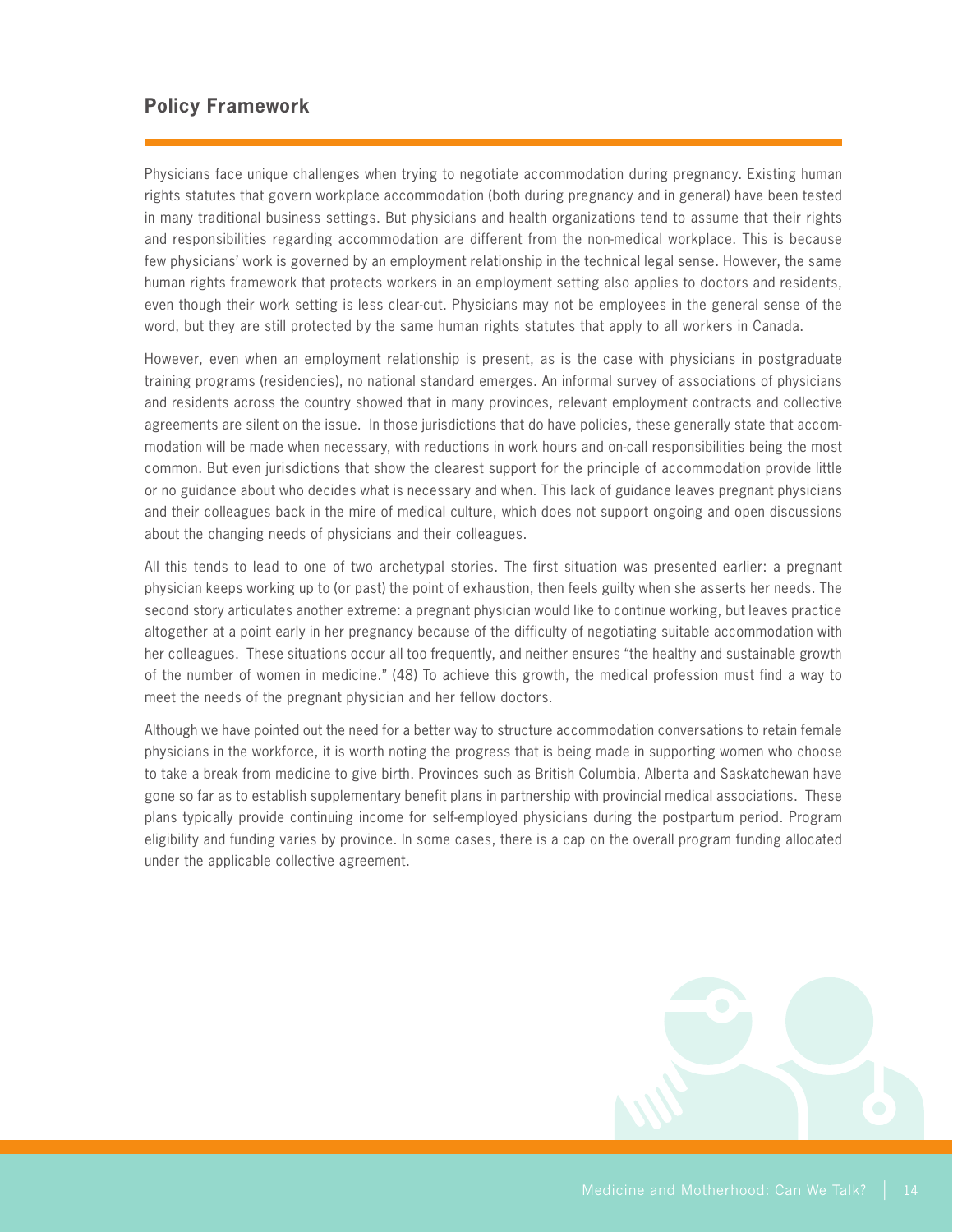## Policy Framework

Physicians face unique challenges when trying to negotiate accommodation during pregnancy. Existing human rights statutes that govern workplace accommodation (both during pregnancy and in general) have been tested in many traditional business settings. But physicians and health organizations tend to assume that their rights and responsibilities regarding accommodation are different from the non-medical workplace. This is because few physicians' work is governed by an employment relationship in the technical legal sense. However, the same human rights framework that protects workers in an employment setting also applies to doctors and residents, even though their work setting is less clear-cut. Physicians may not be employees in the general sense of the word, but they are still protected by the same human rights statutes that apply to all workers in Canada.

However, even when an employment relationship is present, as is the case with physicians in postgraduate training programs (residencies), no national standard emerges. An informal survey of associations of physicians and residents across the country showed that in many provinces, relevant employment contracts and collective agreements are silent on the issue. In those jurisdictions that do have policies, these generally state that accommodation will be made when necessary, with reductions in work hours and on-call responsibilities being the most common. But even jurisdictions that show the clearest support for the principle of accommodation provide little or no guidance about who decides what is necessary and when. This lack of guidance leaves pregnant physicians and their colleagues back in the mire of medical culture, which does not support ongoing and open discussions about the changing needs of physicians and their colleagues.

All this tends to lead to one of two archetypal stories. The first situation was presented earlier: a pregnant physician keeps working up to (or past) the point of exhaustion, then feels guilty when she asserts her needs. The second story articulates another extreme: a pregnant physician would like to continue working, but leaves practice altogether at a point early in her pregnancy because of the difficulty of negotiating suitable accommodation with her colleagues. These situations occur all too frequently, and neither ensures "the healthy and sustainable growth of the number of women in medicine." (48) To achieve this growth, the medical profession must find a way to meet the needs of the pregnant physician and her fellow doctors.

Although we have pointed out the need for a better way to structure accommodation conversations to retain female physicians in the workforce, it is worth noting the progress that is being made in supporting women who choose to take a break from medicine to give birth. Provinces such as British Columbia, Alberta and Saskatchewan have gone so far as to establish supplementary benefit plans in partnership with provincial medical associations. These plans typically provide continuing income for self-employed physicians during the postpartum period. Program eligibility and funding varies by province. In some cases, there is a cap on the overall program funding allocated under the applicable collective agreement.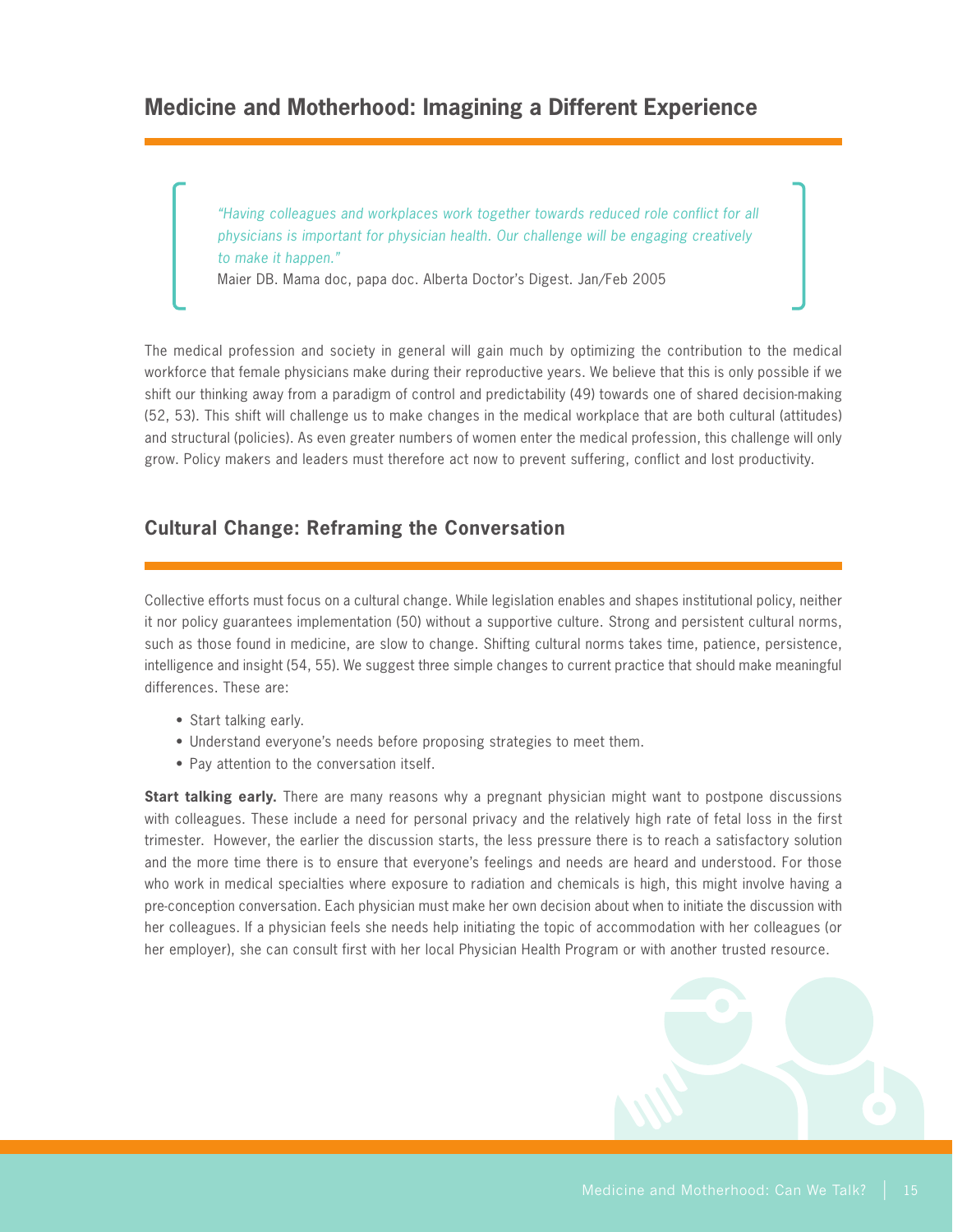## Medicine and Motherhood: Imagining a Different Experience

> *"Having colleagues and workplaces work together towards reduced role conflict for all physicians is important for physician health. Our challenge will be engaging creatively to make it happen."*
> Maier DB. Mama doc, papa doc. Alberta Doctor's Digest. Jan/Feb 2005

The medical profession and society in general will gain much by optimizing the contribution to the medical workforce that female physicians make during their reproductive years. We believe that this is only possible if we shift our thinking away from a paradigm of control and predictability (49) towards one of shared decision-making (52, 53). This shift will challenge us to make changes in the medical workplace that are both cultural (attitudes) and structural (policies). As even greater numbers of women enter the medical profession, this challenge will only grow. Policy makers and leaders must therefore act now to prevent suffering, conflict and lost productivity.

## Cultural Change: Reframing the Conversation

Collective efforts must focus on a cultural change. While legislation enables and shapes institutional policy, neither it nor policy guarantees implementation (50) without a supportive culture. Strong and persistent cultural norms, such as those found in medicine, are slow to change. Shifting cultural norms takes time, patience, persistence, intelligence and insight (54, 55). We suggest three simple changes to current practice that should make meaningful differences. These are:

- Start talking early.
- Understand everyone's needs before proposing strategies to meet them.
- Pay attention to the conversation itself.

**Start talking early.** There are many reasons why a pregnant physician might want to postpone discussions with colleagues. These include a need for personal privacy and the relatively high rate of fetal loss in the first trimester. However, the earlier the discussion starts, the less pressure there is to reach a satisfactory solution and the more time there is to ensure that everyone's feelings and needs are heard and understood. For those who work in medical specialties where exposure to radiation and chemicals is high, this might involve having a pre-conception conversation. Each physician must make her own decision about when to initiate the discussion with her colleagues. If a physician feels she needs help initiating the topic of accommodation with her colleagues (or her employer), she can consult first with her local Physician Health Program or with another trusted resource.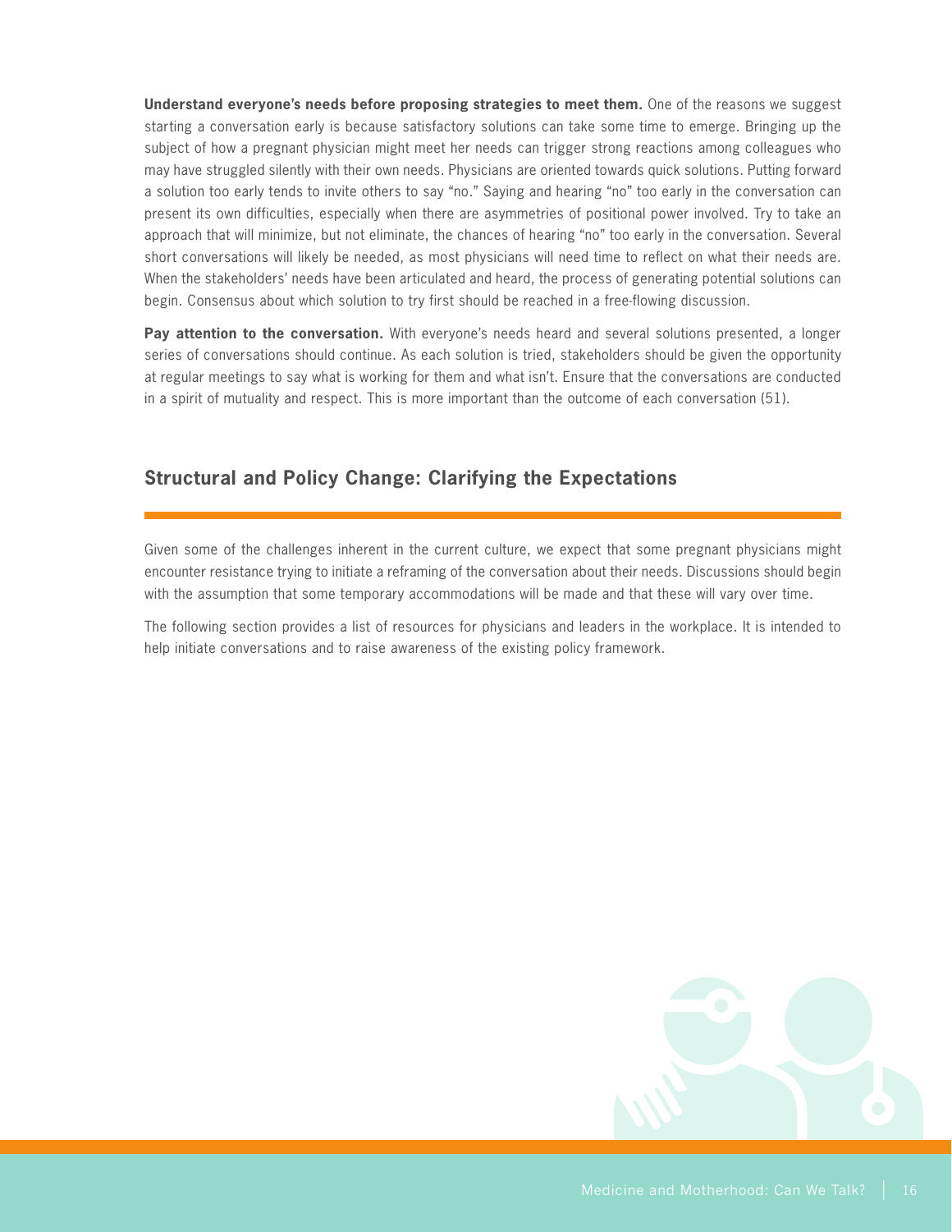**Understand everyone's needs before proposing strategies to meet them.** One of the reasons we suggest starting a conversation early is because satisfactory solutions can take some time to emerge. Bringing up the subject of how a pregnant physician might meet her needs can trigger strong reactions among colleagues who may have struggled silently with their own needs. Physicians are oriented towards quick solutions. Putting forward a solution too early tends to invite others to say "no." Saying and hearing "no" too early in the conversation can present its own difficulties, especially when there are asymmetries of positional power involved. Try to take an approach that will minimize, but not eliminate, the chances of hearing "no" too early in the conversation. Several short conversations will likely be needed, as most physicians will need time to reflect on what their needs are. When the stakeholders' needs have been articulated and heard, the process of generating potential solutions can begin. Consensus about which solution to try first should be reached in a free-flowing discussion.

**Pay attention to the conversation.** With everyone's needs heard and several solutions presented, a longer series of conversations should continue. As each solution is tried, stakeholders should be given the opportunity at regular meetings to say what is working for them and what isn't. Ensure that the conversations are conducted in a spirit of mutuality and respect. This is more important than the outcome of each conversation (51).

## Structural and Policy Change: Clarifying the Expectations

Given some of the challenges inherent in the current culture, we expect that some pregnant physicians might encounter resistance trying to initiate a reframing of the conversation about their needs. Discussions should begin with the assumption that some temporary accommodations will be made and that these will vary over time.

The following section provides a list of resources for physicians and leaders in the workplace. It is intended to help initiate conversations and to raise awareness of the existing policy framework.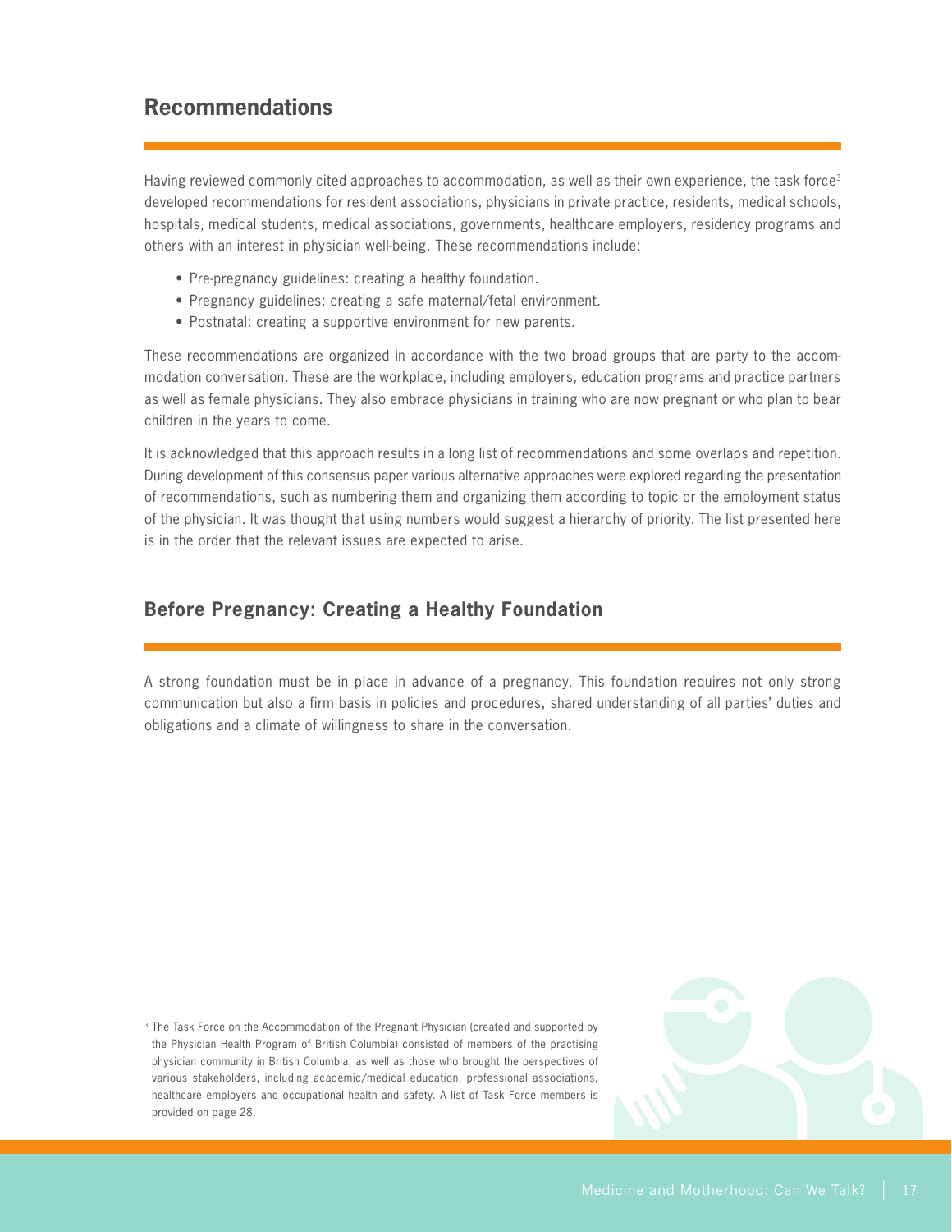## Recommendations

Having reviewed commonly cited approaches to accommodation, as well as their own experience, the task force[3] developed recommendations for resident associations, physicians in private practice, residents, medical schools, hospitals, medical students, medical associations, governments, healthcare employers, residency programs and others with an interest in physician well-being. These recommendations include:

- Pre-pregnancy guidelines: creating a healthy foundation.
- Pregnancy guidelines: creating a safe maternal/fetal environment.
- Postnatal: creating a supportive environment for new parents.

These recommendations are organized in accordance with the two broad groups that are party to the accommodation conversation. These are the workplace, including employers, education programs and practice partners as well as female physicians. They also embrace physicians in training who are now pregnant or who plan to bear children in the years to come.

It is acknowledged that this approach results in a long list of recommendations and some overlaps and repetition. During development of this consensus paper various alternative approaches were explored regarding the presentation of recommendations, such as numbering them and organizing them according to topic or the employment status of the physician. It was thought that using numbers would suggest a hierarchy of priority. The list presented here is in the order that the relevant issues are expected to arise.

## Before Pregnancy: Creating a Healthy Foundation

A strong foundation must be in place in advance of a pregnancy. This foundation requires not only strong communication but also a firm basis in policies and procedures, shared understanding of all parties' duties and obligations and a climate of willingness to share in the conversation.

---

[3] The Task Force on the Accommodation of the Pregnant Physician (created and supported by the Physician Health Program of British Columbia) consisted of members of the practising physician community in British Columbia, as well as those who brought the perspectives of various stakeholders, including academic/medical education, professional associations, healthcare employers and occupational health and safety. A list of Task Force members is provided on page 28.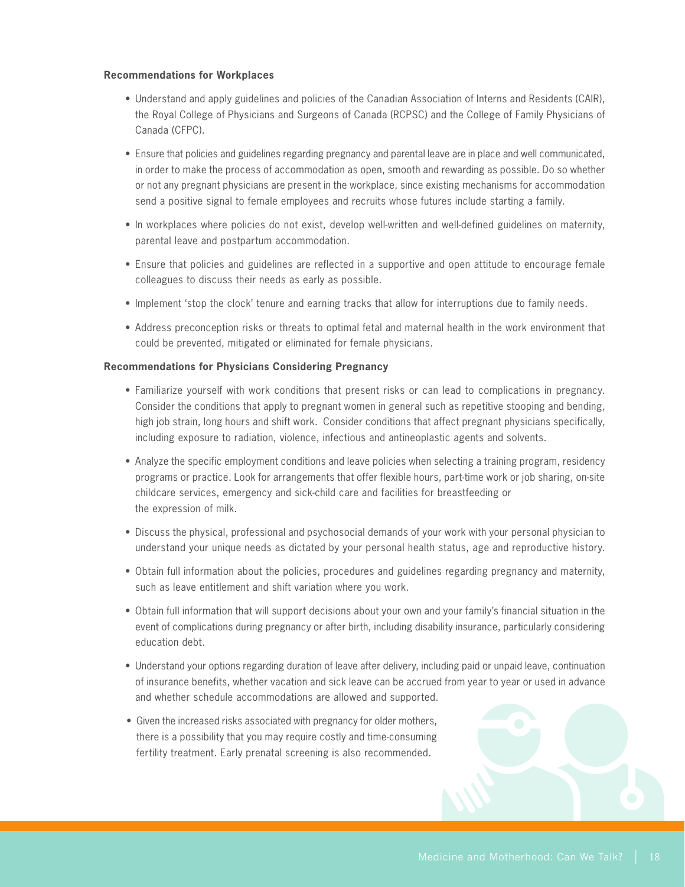**Recommendations for Workplaces**

- Understand and apply guidelines and policies of the Canadian Association of Interns and Residents (CAIR), the Royal College of Physicians and Surgeons of Canada (RCPSC) and the College of Family Physicians of Canada (CFPC).

- Ensure that policies and guidelines regarding pregnancy and parental leave are in place and well communicated, in order to make the process of accommodation as open, smooth and rewarding as possible. Do so whether or not any pregnant physicians are present in the workplace, since existing mechanisms for accommodation send a positive signal to female employees and recruits whose futures include starting a family.

- In workplaces where policies do not exist, develop well-written and well-defined guidelines on maternity, parental leave and postpartum accommodation.

- Ensure that policies and guidelines are reflected in a supportive and open attitude to encourage female colleagues to discuss their needs as early as possible.

- Implement 'stop the clock' tenure and earning tracks that allow for interruptions due to family needs.

- Address preconception risks or threats to optimal fetal and maternal health in the work environment that could be prevented, mitigated or eliminated for female physicians.

**Recommendations for Physicians Considering Pregnancy**

- Familiarize yourself with work conditions that present risks or can lead to complications in pregnancy. Consider the conditions that apply to pregnant women in general such as repetitive stooping and bending, high job strain, long hours and shift work. Consider conditions that affect pregnant physicians specifically, including exposure to radiation, violence, infectious and antineoplastic agents and solvents.

- Analyze the specific employment conditions and leave policies when selecting a training program, residency programs or practice. Look for arrangements that offer flexible hours, part-time work or job sharing, on-site childcare services, emergency and sick-child care and facilities for breastfeeding or the expression of milk.

- Discuss the physical, professional and psychosocial demands of your work with your personal physician to understand your unique needs as dictated by your personal health status, age and reproductive history.

- Obtain full information about the policies, procedures and guidelines regarding pregnancy and maternity, such as leave entitlement and shift variation where you work.

- Obtain full information that will support decisions about your own and your family's financial situation in the event of complications during pregnancy or after birth, including disability insurance, particularly considering education debt.

- Understand your options regarding duration of leave after delivery, including paid or unpaid leave, continuation of insurance benefits, whether vacation and sick leave can be accrued from year to year or used in advance and whether schedule accommodations are allowed and supported.

- Given the increased risks associated with pregnancy for older mothers, there is a possibility that you may require costly and time-consuming fertility treatment. Early prenatal screening is also recommended.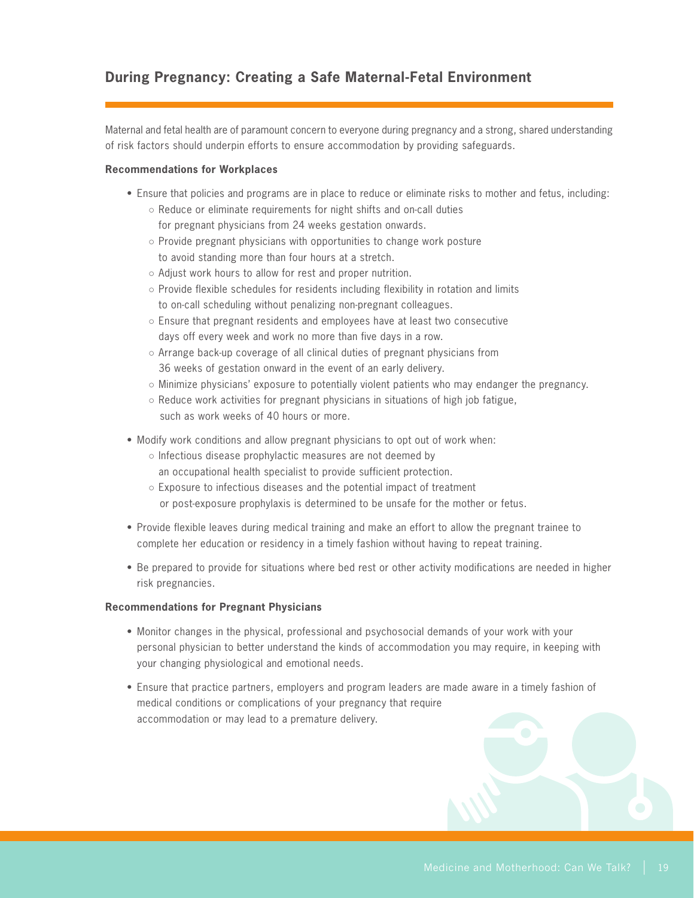## During Pregnancy: Creating a Safe Maternal-Fetal Environment

Maternal and fetal health are of paramount concern to everyone during pregnancy and a strong, shared understanding of risk factors should underpin efforts to ensure accommodation by providing safeguards.

**Recommendations for Workplaces**

- Ensure that policies and programs are in place to reduce or eliminate risks to mother and fetus, including:
  - Reduce or eliminate requirements for night shifts and on-call duties for pregnant physicians from 24 weeks gestation onwards.
  - Provide pregnant physicians with opportunities to change work posture to avoid standing more than four hours at a stretch.
  - Adjust work hours to allow for rest and proper nutrition.
  - Provide flexible schedules for residents including flexibility in rotation and limits to on-call scheduling without penalizing non-pregnant colleagues.
  - Ensure that pregnant residents and employees have at least two consecutive days off every week and work no more than five days in a row.
  - Arrange back-up coverage of all clinical duties of pregnant physicians from 36 weeks of gestation onward in the event of an early delivery.
  - Minimize physicians' exposure to potentially violent patients who may endanger the pregnancy.
  - Reduce work activities for pregnant physicians in situations of high job fatigue, such as work weeks of 40 hours or more.
- Modify work conditions and allow pregnant physicians to opt out of work when:
  - Infectious disease prophylactic measures are not deemed by an occupational health specialist to provide sufficient protection.
  - Exposure to infectious diseases and the potential impact of treatment or post-exposure prophylaxis is determined to be unsafe for the mother or fetus.
- Provide flexible leaves during medical training and make an effort to allow the pregnant trainee to complete her education or residency in a timely fashion without having to repeat training.
- Be prepared to provide for situations where bed rest or other activity modifications are needed in higher risk pregnancies.

**Recommendations for Pregnant Physicians**

- Monitor changes in the physical, professional and psychosocial demands of your work with your personal physician to better understand the kinds of accommodation you may require, in keeping with your changing physiological and emotional needs.
- Ensure that practice partners, employers and program leaders are made aware in a timely fashion of medical conditions or complications of your pregnancy that require accommodation or may lead to a premature delivery.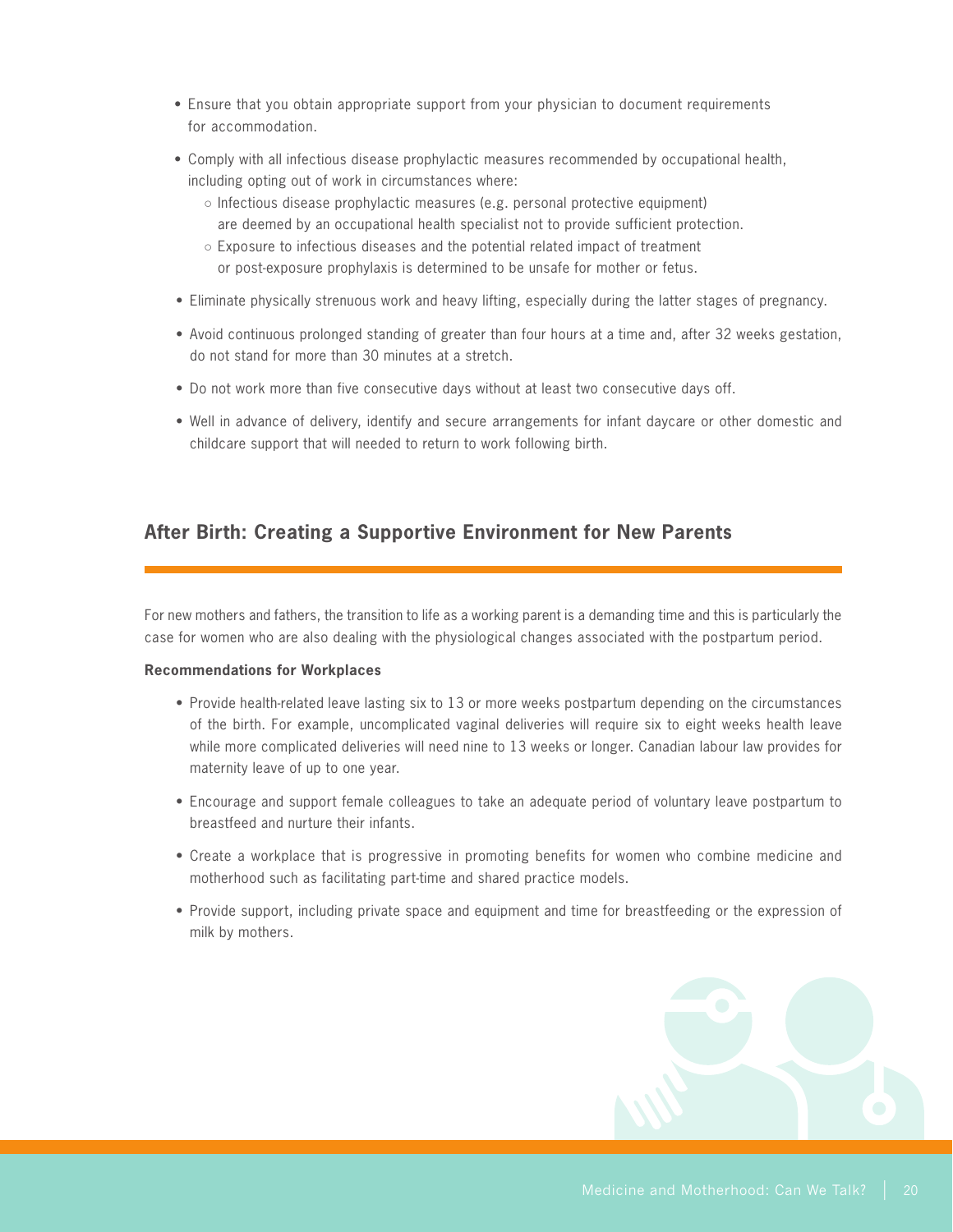- Ensure that you obtain appropriate support from your physician to document requirements for accommodation.
- Comply with all infectious disease prophylactic measures recommended by occupational health, including opting out of work in circumstances where:
  - Infectious disease prophylactic measures (e.g. personal protective equipment) are deemed by an occupational health specialist not to provide sufficient protection.
  - Exposure to infectious diseases and the potential related impact of treatment or post-exposure prophylaxis is determined to be unsafe for mother or fetus.
- Eliminate physically strenuous work and heavy lifting, especially during the latter stages of pregnancy.
- Avoid continuous prolonged standing of greater than four hours at a time and, after 32 weeks gestation, do not stand for more than 30 minutes at a stretch.
- Do not work more than five consecutive days without at least two consecutive days off.
- Well in advance of delivery, identify and secure arrangements for infant daycare or other domestic and childcare support that will needed to return to work following birth.

## After Birth: Creating a Supportive Environment for New Parents

For new mothers and fathers, the transition to life as a working parent is a demanding time and this is particularly the case for women who are also dealing with the physiological changes associated with the postpartum period.

**Recommendations for Workplaces**

- Provide health-related leave lasting six to 13 or more weeks postpartum depending on the circumstances of the birth. For example, uncomplicated vaginal deliveries will require six to eight weeks health leave while more complicated deliveries will need nine to 13 weeks or longer. Canadian labour law provides for maternity leave of up to one year.
- Encourage and support female colleagues to take an adequate period of voluntary leave postpartum to breastfeed and nurture their infants.
- Create a workplace that is progressive in promoting benefits for women who combine medicine and motherhood such as facilitating part-time and shared practice models.
- Provide support, including private space and equipment and time for breastfeeding or the expression of milk by mothers.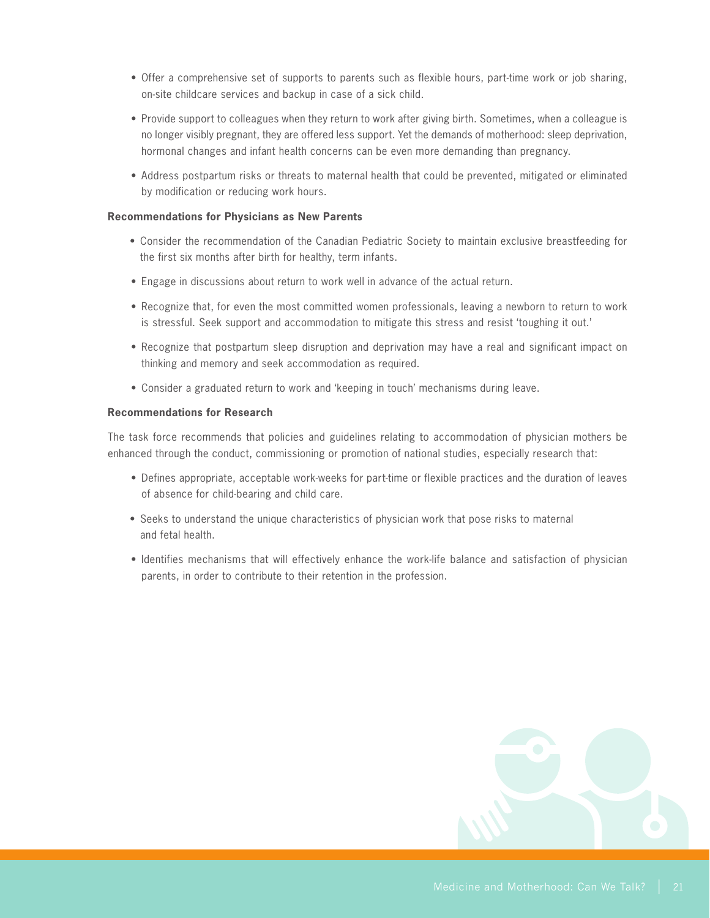- Offer a comprehensive set of supports to parents such as flexible hours, part-time work or job sharing, on-site childcare services and backup in case of a sick child.
- Provide support to colleagues when they return to work after giving birth. Sometimes, when a colleague is no longer visibly pregnant, they are offered less support. Yet the demands of motherhood: sleep deprivation, hormonal changes and infant health concerns can be even more demanding than pregnancy.
- Address postpartum risks or threats to maternal health that could be prevented, mitigated or eliminated by modification or reducing work hours.

**Recommendations for Physicians as New Parents**

- Consider the recommendation of the Canadian Pediatric Society to maintain exclusive breastfeeding for the first six months after birth for healthy, term infants.
- Engage in discussions about return to work well in advance of the actual return.
- Recognize that, for even the most committed women professionals, leaving a newborn to return to work is stressful. Seek support and accommodation to mitigate this stress and resist 'toughing it out.'
- Recognize that postpartum sleep disruption and deprivation may have a real and significant impact on thinking and memory and seek accommodation as required.
- Consider a graduated return to work and 'keeping in touch' mechanisms during leave.

**Recommendations for Research**

The task force recommends that policies and guidelines relating to accommodation of physician mothers be enhanced through the conduct, commissioning or promotion of national studies, especially research that:

- Defines appropriate, acceptable work-weeks for part-time or flexible practices and the duration of leaves of absence for child-bearing and child care.
- Seeks to understand the unique characteristics of physician work that pose risks to maternal and fetal health.
- Identifies mechanisms that will effectively enhance the work-life balance and satisfaction of physician parents, in order to contribute to their retention in the profession.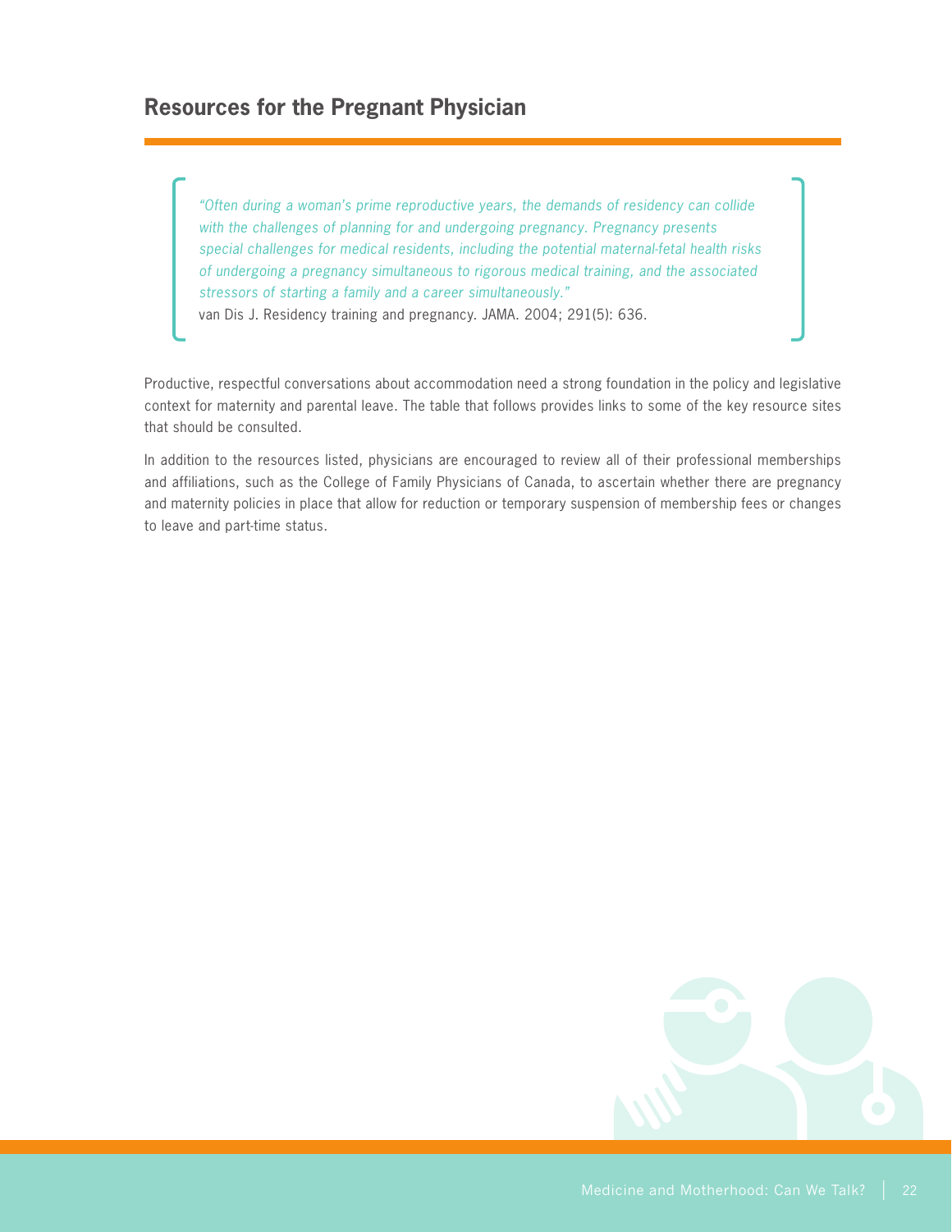## Resources for the Pregnant Physician

> *"Often during a woman's prime reproductive years, the demands of residency can collide with the challenges of planning for and undergoing pregnancy. Pregnancy presents special challenges for medical residents, including the potential maternal-fetal health risks of undergoing a pregnancy simultaneous to rigorous medical training, and the associated stressors of starting a family and a career simultaneously."*
> van Dis J. Residency training and pregnancy. JAMA. 2004; 291(5): 636.

Productive, respectful conversations about accommodation need a strong foundation in the policy and legislative context for maternity and parental leave. The table that follows provides links to some of the key resource sites that should be consulted.

In addition to the resources listed, physicians are encouraged to review all of their professional memberships and affiliations, such as the College of Family Physicians of Canada, to ascertain whether there are pregnancy and maternity policies in place that allow for reduction or temporary suspension of membership fees or changes to leave and part-time status.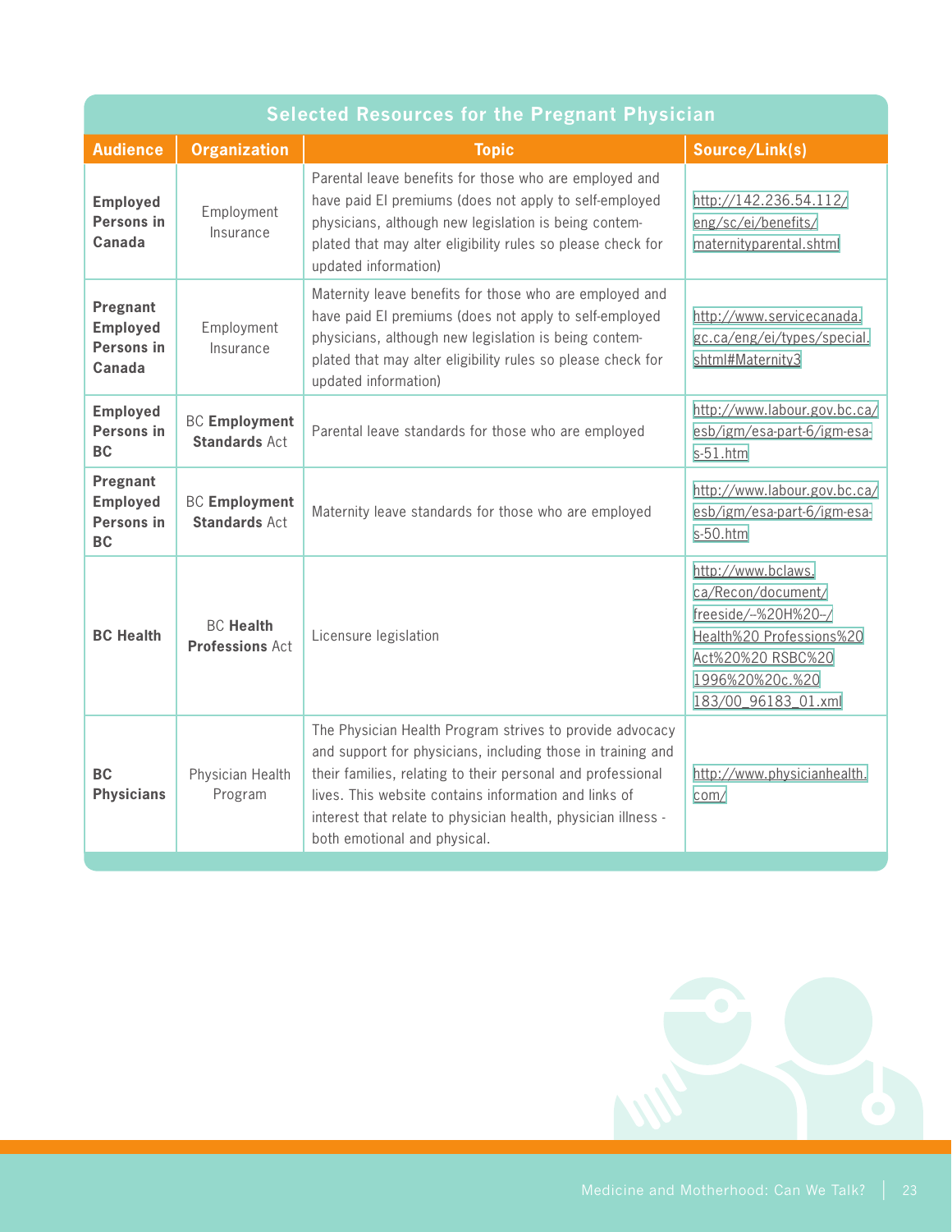| Selected Resources for the Pregnant Physician | | | |
|---|---|---|---|
| **Audience** | **Organization** | **Topic** | **Source/Link(s)** |
| **Employed Persons in Canada** | Employment Insurance | Parental leave benefits for those who are employed and have paid EI premiums (does not apply to self-employed physicians, although new legislation is being contemplated that may alter eligibility rules so please check for updated information) | http://142.236.54.112/eng/sc/ei/benefits/maternityparental.shtml |
| **Pregnant Employed Persons in Canada** | Employment Insurance | Maternity leave benefits for those who are employed and have paid EI premiums (does not apply to self-employed physicians, although new legislation is being contemplated that may alter eligibility rules so please check for updated information) | http://www.servicecanada.gc.ca/eng/ei/types/special.shtml#Maternity3 |
| **Employed Persons in BC** | BC **Employment Standards** Act | Parental leave standards for those who are employed | http://www.labour.gov.bc.ca/esb/igm/esa-part-6/igm-esa-s-51.htm |
| **Pregnant Employed Persons in BC** | BC **Employment Standards** Act | Maternity leave standards for those who are employed | http://www.labour.gov.bc.ca/esb/igm/esa-part-6/igm-esa-s-50.htm |
| **BC Health** | BC **Health Professions** Act | Licensure legislation | http://www.bclaws.ca/Recon/document/freeside/--%20H%20--/Health%20Professions%20Act%20%20RSBC%201996%20%20c.%20183/00_96183_01.xml |
| **BC Physicians** | Physician Health Program | The Physician Health Program strives to provide advocacy and support for physicians, including those in training and their families, relating to their personal and professional lives. This website contains information and links of interest that relate to physician health, physician illness - both emotional and physical. | http://www.physicianhealth.com/ |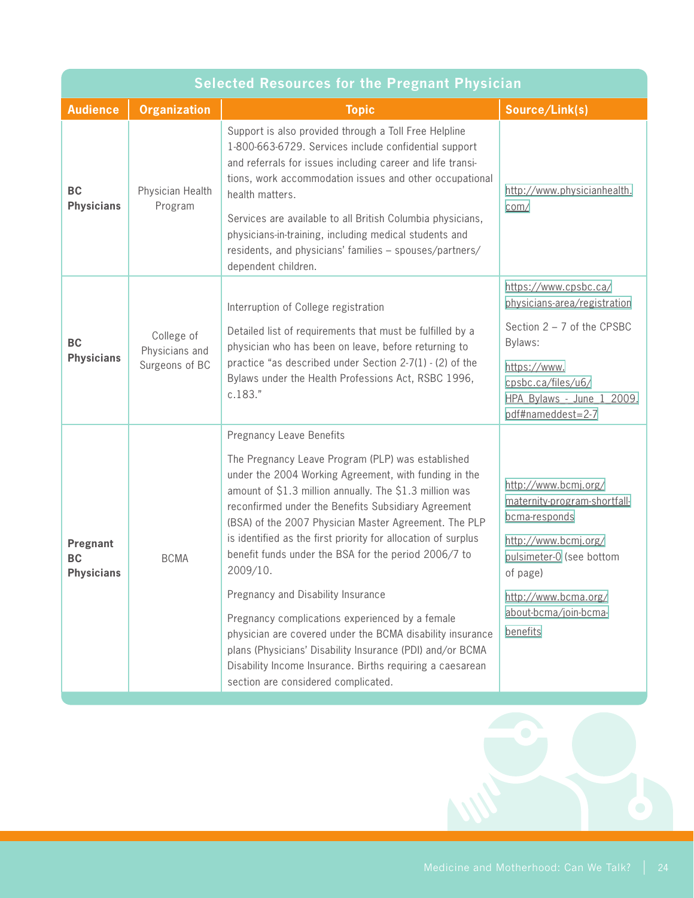## Selected Resources for the Pregnant Physician

| Audience | Organization | Topic | Source/Link(s) |
|---|---|---|---|
| **BC Physicians** | Physician Health Program | Support is also provided through a Toll Free Helpline 1-800-663-6729. Services include confidential support and referrals for issues including career and life transitions, work accommodation issues and other occupational health matters.<br><br>Services are available to all British Columbia physicians, physicians-in-training, including medical students and residents, and physicians' families – spouses/partners/dependent children. | http://www.physicianhealth.com/ |
| **BC Physicians** | College of Physicians and Surgeons of BC | Interruption of College registration<br><br>Detailed list of requirements that must be fulfilled by a physician who has been on leave, before returning to practice "as described under Section 2-7(1) - (2) of the Bylaws under the Health Professions Act, RSBC 1996, c.183." | https://www.cpsbc.ca/physicians-area/registration<br><br>Section 2 – 7 of the CPSBC Bylaws:<br><br>https://www.cpsbc.ca/files/u6/HPA_Bylaws_-_June_1_2009.pdf#nameddest=2-7 |
| **Pregnant BC Physicians** | BCMA | Pregnancy Leave Benefits<br><br>The Pregnancy Leave Program (PLP) was established under the 2004 Working Agreement, with funding in the amount of $1.3 million annually. The $1.3 million was reconfirmed under the Benefits Subsidiary Agreement (BSA) of the 2007 Physician Master Agreement. The PLP is identified as the first priority for allocation of surplus benefit funds under the BSA for the period 2006/7 to 2009/10.<br><br>Pregnancy and Disability Insurance<br><br>Pregnancy complications experienced by a female physician are covered under the BCMA disability insurance plans (Physicians' Disability Insurance (PDI) and/or BCMA Disability Income Insurance. Births requiring a caesarean section are considered complicated. | http://www.bcmj.org/maternity-program-shortfall-bcma-responds<br><br>http://www.bcmj.org/pulsimeter-0 (see bottom of page)<br><br>http://www.bcma.org/about-bcma/join-bcma-benefits |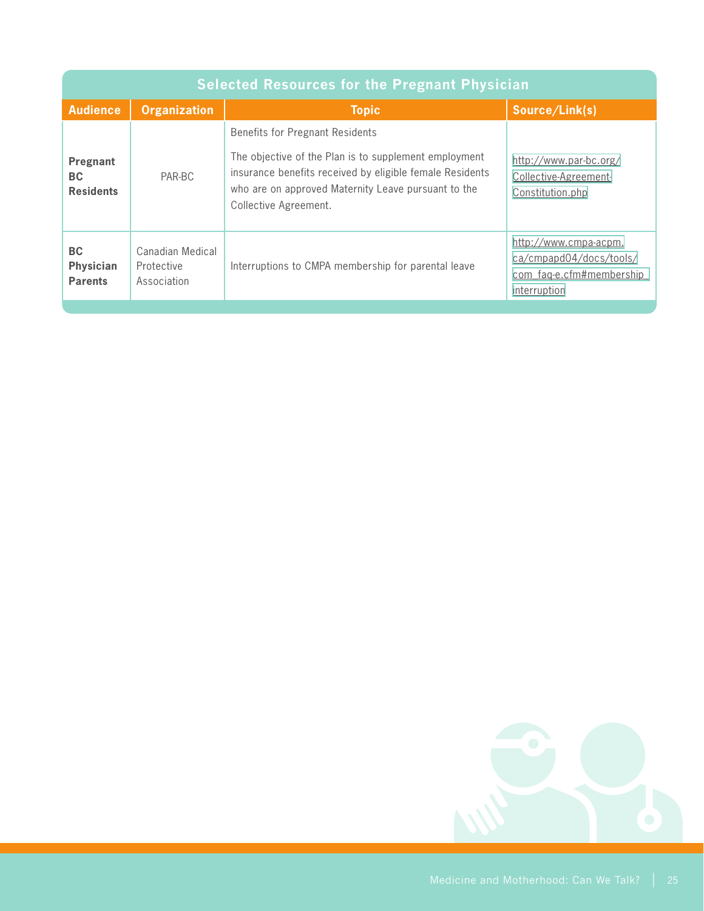## Selected Resources for the Pregnant Physician

| Audience | Organization | Topic | Source/Link(s) |
|---|---|---|---|
| **Pregnant BC Residents** | PAR-BC | Benefits for Pregnant Residents<br><br>The objective of the Plan is to supplement employment insurance benefits received by eligible female Residents who are on approved Maternity Leave pursuant to the Collective Agreement. | http://www.par-bc.org/Collective-Agreement-Constitution.php |
| **BC Physician Parents** | Canadian Medical Protective Association | Interruptions to CMPA membership for parental leave | http://www.cmpa-acpm.ca/cmpapd04/docs/tools/com_faq-e.cfm#membership_interruption |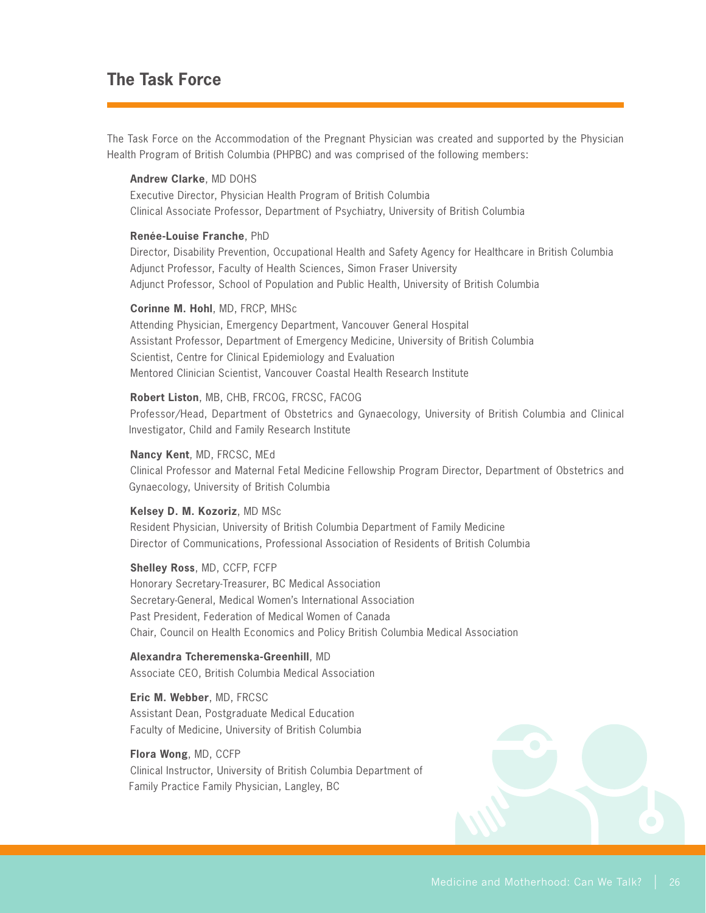## The Task Force

The Task Force on the Accommodation of the Pregnant Physician was created and supported by the Physician Health Program of British Columbia (PHPBC) and was comprised of the following members:

**Andrew Clarke**, MD DOHS
Executive Director, Physician Health Program of British Columbia
Clinical Associate Professor, Department of Psychiatry, University of British Columbia

**Renée-Louise Franche**, PhD
Director, Disability Prevention, Occupational Health and Safety Agency for Healthcare in British Columbia
Adjunct Professor, Faculty of Health Sciences, Simon Fraser University
Adjunct Professor, School of Population and Public Health, University of British Columbia

**Corinne M. Hohl**, MD, FRCP, MHSc
Attending Physician, Emergency Department, Vancouver General Hospital
Assistant Professor, Department of Emergency Medicine, University of British Columbia
Scientist, Centre for Clinical Epidemiology and Evaluation
Mentored Clinician Scientist, Vancouver Coastal Health Research Institute

**Robert Liston**, MB, CHB, FRCOG, FRCSC, FACOG
Professor/Head, Department of Obstetrics and Gynaecology, University of British Columbia and Clinical Investigator, Child and Family Research Institute

**Nancy Kent**, MD, FRCSC, MEd
Clinical Professor and Maternal Fetal Medicine Fellowship Program Director, Department of Obstetrics and Gynaecology, University of British Columbia

**Kelsey D. M. Kozoriz**, MD MSc
Resident Physician, University of British Columbia Department of Family Medicine
Director of Communications, Professional Association of Residents of British Columbia

**Shelley Ross**, MD, CCFP, FCFP
Honorary Secretary-Treasurer, BC Medical Association
Secretary-General, Medical Women's International Association
Past President, Federation of Medical Women of Canada
Chair, Council on Health Economics and Policy British Columbia Medical Association

**Alexandra Tcheremenska-Greenhill**, MD
Associate CEO, British Columbia Medical Association

**Eric M. Webber**, MD, FRCSC
Assistant Dean, Postgraduate Medical Education
Faculty of Medicine, University of British Columbia

**Flora Wong**, MD, CCFP
Clinical Instructor, University of British Columbia Department of Family Practice Family Physician, Langley, BC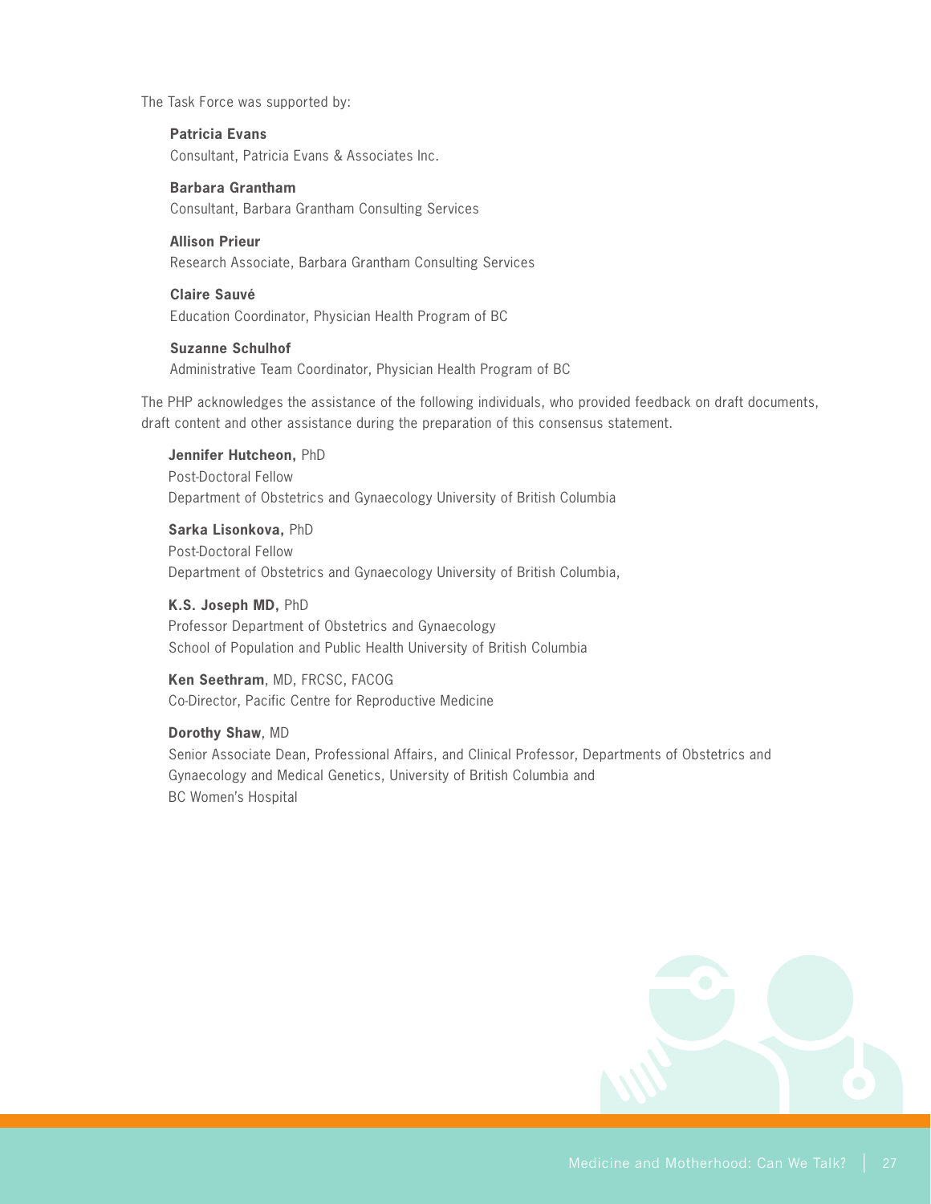The Task Force was supported by:

**Patricia Evans**
Consultant, Patricia Evans & Associates Inc.

**Barbara Grantham**
Consultant, Barbara Grantham Consulting Services

**Allison Prieur**
Research Associate, Barbara Grantham Consulting Services

**Claire Sauvé**
Education Coordinator, Physician Health Program of BC

**Suzanne Schulhof**
Administrative Team Coordinator, Physician Health Program of BC

The PHP acknowledges the assistance of the following individuals, who provided feedback on draft documents, draft content and other assistance during the preparation of this consensus statement.

**Jennifer Hutcheon,** PhD
Post-Doctoral Fellow
Department of Obstetrics and Gynaecology University of British Columbia

**Sarka Lisonkova,** PhD
Post-Doctoral Fellow
Department of Obstetrics and Gynaecology University of British Columbia,

**K.S. Joseph MD,** PhD
Professor Department of Obstetrics and Gynaecology
School of Population and Public Health University of British Columbia

**Ken Seethram**, MD, FRCSC, FACOG
Co-Director, Pacific Centre for Reproductive Medicine

**Dorothy Shaw**, MD
Senior Associate Dean, Professional Affairs, and Clinical Professor, Departments of Obstetrics and Gynaecology and Medical Genetics, University of British Columbia and
BC Women's Hospital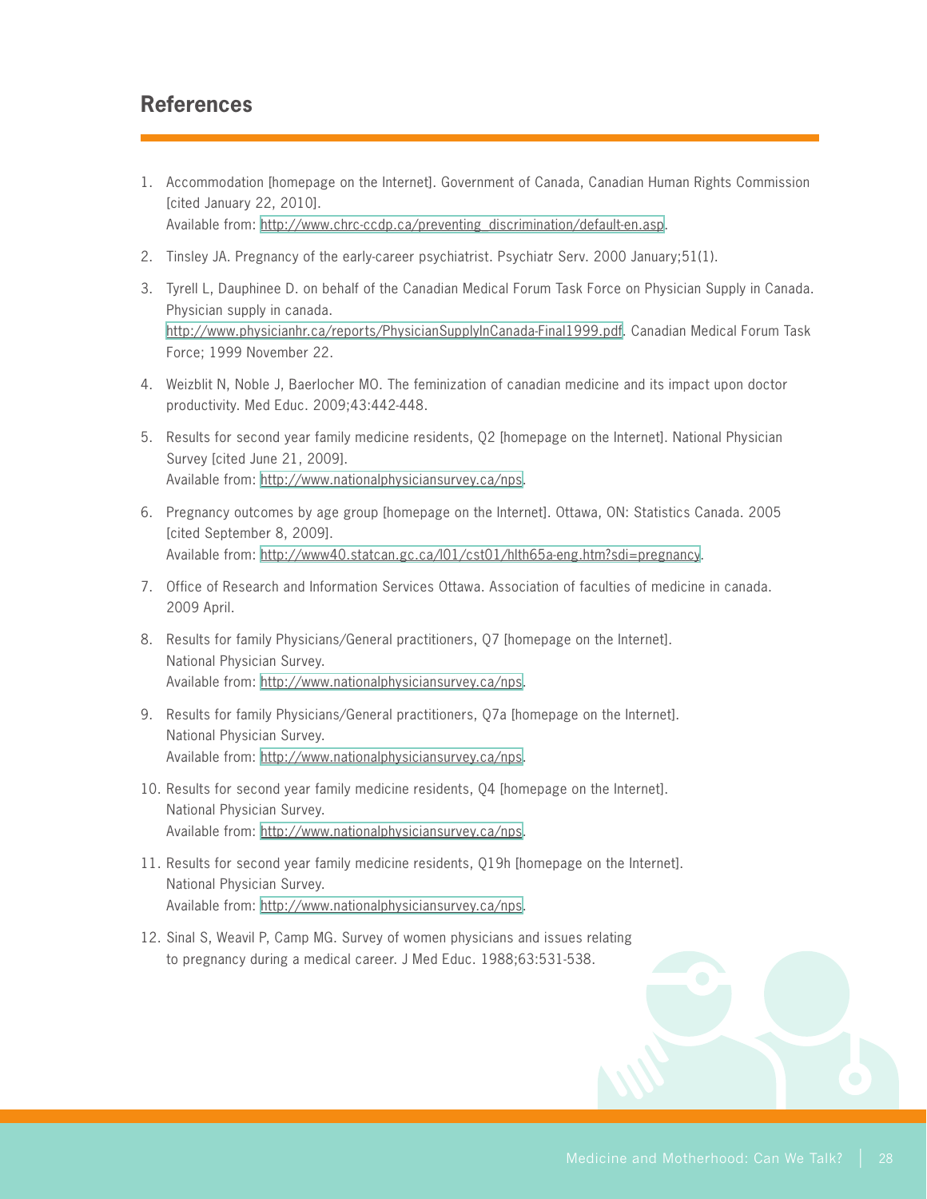## References

1. Accommodation [homepage on the Internet]. Government of Canada, Canadian Human Rights Commission [cited January 22, 2010].
   Available from: http://www.chrc-ccdp.ca/preventing_discrimination/default-en.asp.

2. Tinsley JA. Pregnancy of the early-career psychiatrist. Psychiatr Serv. 2000 January;51(1).

3. Tyrell L, Dauphinee D. on behalf of the Canadian Medical Forum Task Force on Physician Supply in Canada. Physician supply in canada.
   http://www.physicianhr.ca/reports/PhysicianSupplyInCanada-Final1999.pdf. Canadian Medical Forum Task Force; 1999 November 22.

4. Weizblit N, Noble J, Baerlocher MO. The feminization of canadian medicine and its impact upon doctor productivity. Med Educ. 2009;43:442-448.

5. Results for second year family medicine residents, Q2 [homepage on the Internet]. National Physician Survey [cited June 21, 2009].
   Available from: http://www.nationalphysiciansurvey.ca/nps.

6. Pregnancy outcomes by age group [homepage on the Internet]. Ottawa, ON: Statistics Canada. 2005 [cited September 8, 2009].
   Available from: http://www40.statcan.gc.ca/l01/cst01/hlth65a-eng.htm?sdi=pregnancy.

7. Office of Research and Information Services Ottawa. Association of faculties of medicine in canada. 2009 April.

8. Results for family Physicians/General practitioners, Q7 [homepage on the Internet].
   National Physician Survey.
   Available from: http://www.nationalphysiciansurvey.ca/nps.

9. Results for family Physicians/General practitioners, Q7a [homepage on the Internet].
   National Physician Survey.
   Available from: http://www.nationalphysiciansurvey.ca/nps.

10. Results for second year family medicine residents, Q4 [homepage on the Internet].
    National Physician Survey.
    Available from: http://www.nationalphysiciansurvey.ca/nps.

11. Results for second year family medicine residents, Q19h [homepage on the Internet].
    National Physician Survey.
    Available from: http://www.nationalphysiciansurvey.ca/nps.

12. Sinal S, Weavil P, Camp MG. Survey of women physicians and issues relating to pregnancy during a medical career. J Med Educ. 1988;63:531-538.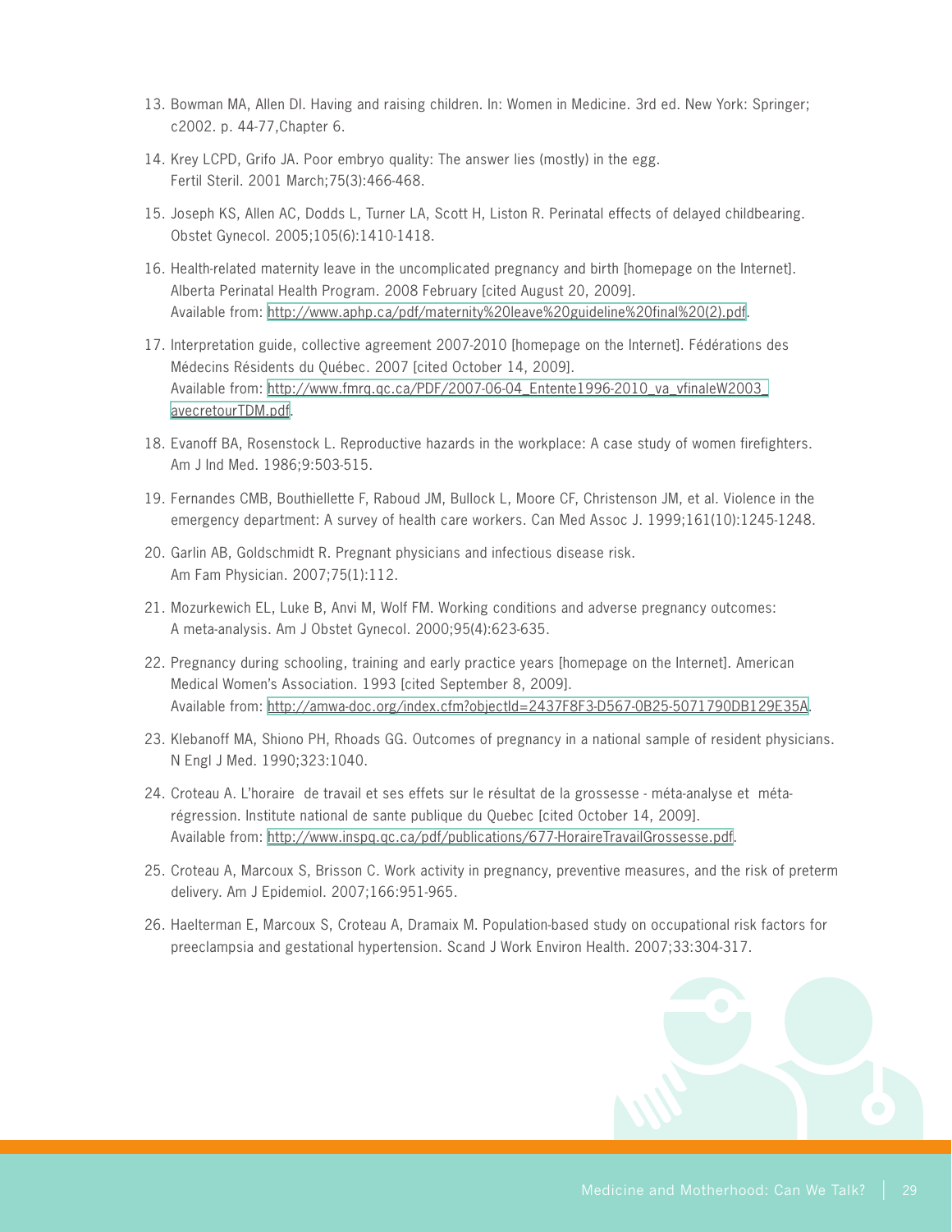13. Bowman MA, Allen DI. Having and raising children. In: Women in Medicine. 3rd ed. New York: Springer; c2002. p. 44-77,Chapter 6.

14. Krey LCPD, Grifo JA. Poor embryo quality: The answer lies (mostly) in the egg. Fertil Steril. 2001 March;75(3):466-468.

15. Joseph KS, Allen AC, Dodds L, Turner LA, Scott H, Liston R. Perinatal effects of delayed childbearing. Obstet Gynecol. 2005;105(6):1410-1418.

16. Health-related maternity leave in the uncomplicated pregnancy and birth [homepage on the Internet]. Alberta Perinatal Health Program. 2008 February [cited August 20, 2009]. Available from: http://www.aphp.ca/pdf/maternity%20leave%20guideline%20final%20(2).pdf.

17. Interpretation guide, collective agreement 2007-2010 [homepage on the Internet]. Fédérations des Médecins Résidents du Québec. 2007 [cited October 14, 2009]. Available from: http://www.fmrq.qc.ca/PDF/2007-06-04_Entente1996-2010_va_vfinaleW2003_avecretourTDM.pdf.

18. Evanoff BA, Rosenstock L. Reproductive hazards in the workplace: A case study of women firefighters. Am J Ind Med. 1986;9:503-515.

19. Fernandes CMB, Bouthiellette F, Raboud JM, Bullock L, Moore CF, Christenson JM, et al. Violence in the emergency department: A survey of health care workers. Can Med Assoc J. 1999;161(10):1245-1248.

20. Garlin AB, Goldschmidt R. Pregnant physicians and infectious disease risk. Am Fam Physician. 2007;75(1):112.

21. Mozurkewich EL, Luke B, Anvi M, Wolf FM. Working conditions and adverse pregnancy outcomes: A meta-analysis. Am J Obstet Gynecol. 2000;95(4):623-635.

22. Pregnancy during schooling, training and early practice years [homepage on the Internet]. American Medical Women's Association. 1993 [cited September 8, 2009]. Available from: http://amwa-doc.org/index.cfm?objectId=2437F8F3-D567-0B25-5071790DB129E35A.

23. Klebanoff MA, Shiono PH, Rhoads GG. Outcomes of pregnancy in a national sample of resident physicians. N Engl J Med. 1990;323:1040.

24. Croteau A. L'horaire de travail et ses effets sur le résultat de la grossesse - méta-analyse et méta-régression. Institute national de sante publique du Quebec [cited October 14, 2009]. Available from: http://www.inspq.qc.ca/pdf/publications/677-HoraireTravailGrossesse.pdf.

25. Croteau A, Marcoux S, Brisson C. Work activity in pregnancy, preventive measures, and the risk of preterm delivery. Am J Epidemiol. 2007;166:951-965.

26. Haelterman E, Marcoux S, Croteau A, Dramaix M. Population-based study on occupational risk factors for preeclampsia and gestational hypertension. Scand J Work Environ Health. 2007;33:304-317.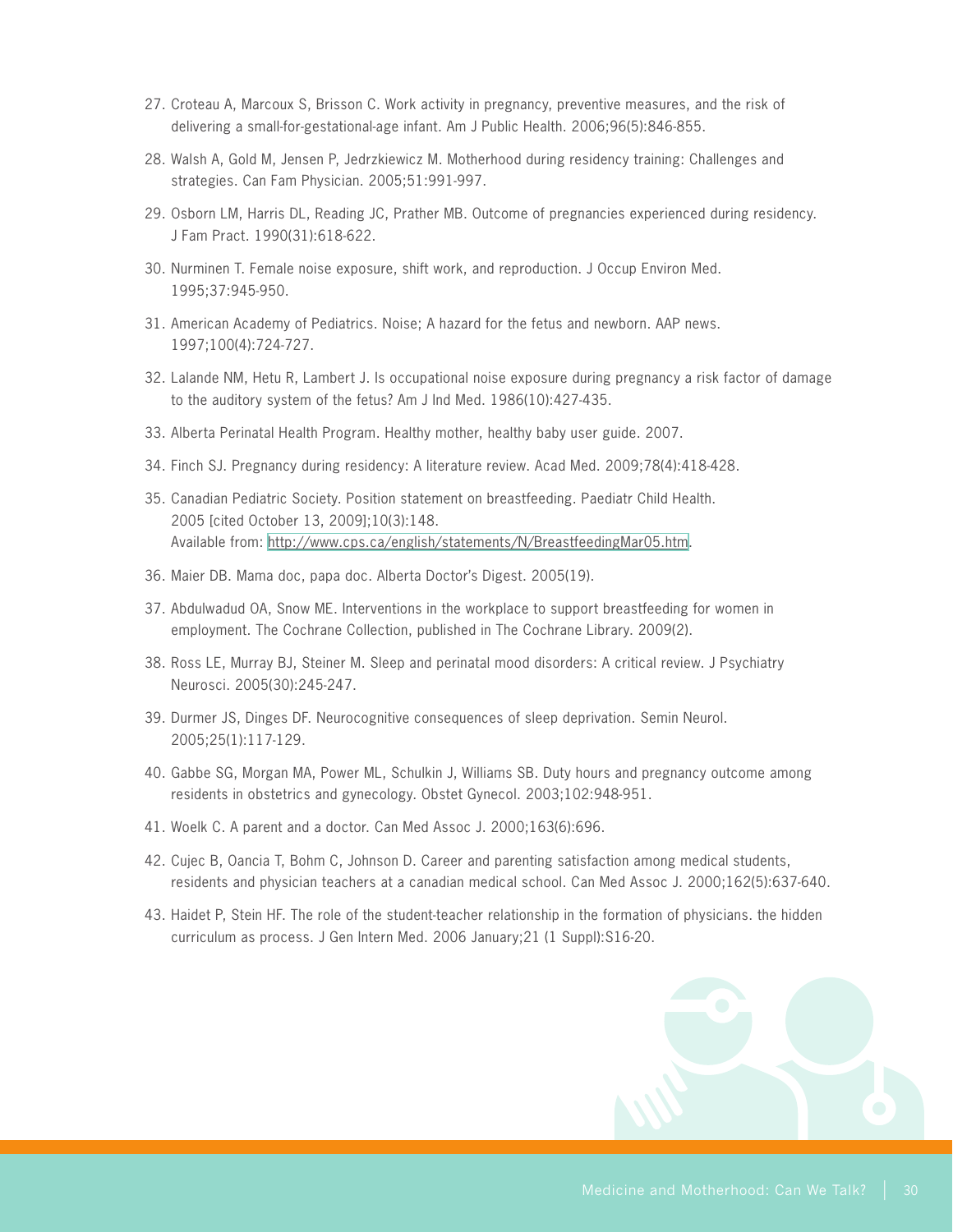27. Croteau A, Marcoux S, Brisson C. Work activity in pregnancy, preventive measures, and the risk of delivering a small-for-gestational-age infant. Am J Public Health. 2006;96(5):846-855.
28. Walsh A, Gold M, Jensen P, Jedrzkiewicz M. Motherhood during residency training: Challenges and strategies. Can Fam Physician. 2005;51:991-997.
29. Osborn LM, Harris DL, Reading JC, Prather MB. Outcome of pregnancies experienced during residency. J Fam Pract. 1990(31):618-622.
30. Nurminen T. Female noise exposure, shift work, and reproduction. J Occup Environ Med. 1995;37:945-950.
31. American Academy of Pediatrics. Noise; A hazard for the fetus and newborn. AAP news. 1997;100(4):724-727.
32. Lalande NM, Hetu R, Lambert J. Is occupational noise exposure during pregnancy a risk factor of damage to the auditory system of the fetus? Am J Ind Med. 1986(10):427-435.
33. Alberta Perinatal Health Program. Healthy mother, healthy baby user guide. 2007.
34. Finch SJ. Pregnancy during residency: A literature review. Acad Med. 2009;78(4):418-428.
35. Canadian Pediatric Society. Position statement on breastfeeding. Paediatr Child Health. 2005 [cited October 13, 2009];10(3):148. Available from: http://www.cps.ca/english/statements/N/BreastfeedingMar05.htm.
36. Maier DB. Mama doc, papa doc. Alberta Doctor's Digest. 2005(19).
37. Abdulwadud OA, Snow ME. Interventions in the workplace to support breastfeeding for women in employment. The Cochrane Collection, published in The Cochrane Library. 2009(2).
38. Ross LE, Murray BJ, Steiner M. Sleep and perinatal mood disorders: A critical review. J Psychiatry Neurosci. 2005(30):245-247.
39. Durmer JS, Dinges DF. Neurocognitive consequences of sleep deprivation. Semin Neurol. 2005;25(1):117-129.
40. Gabbe SG, Morgan MA, Power ML, Schulkin J, Williams SB. Duty hours and pregnancy outcome among residents in obstetrics and gynecology. Obstet Gynecol. 2003;102:948-951.
41. Woelk C. A parent and a doctor. Can Med Assoc J. 2000;163(6):696.
42. Cujec B, Oancia T, Bohm C, Johnson D. Career and parenting satisfaction among medical students, residents and physician teachers at a canadian medical school. Can Med Assoc J. 2000;162(5):637-640.
43. Haidet P, Stein HF. The role of the student-teacher relationship in the formation of physicians. the hidden curriculum as process. J Gen Intern Med. 2006 January;21 (1 Suppl):S16-20.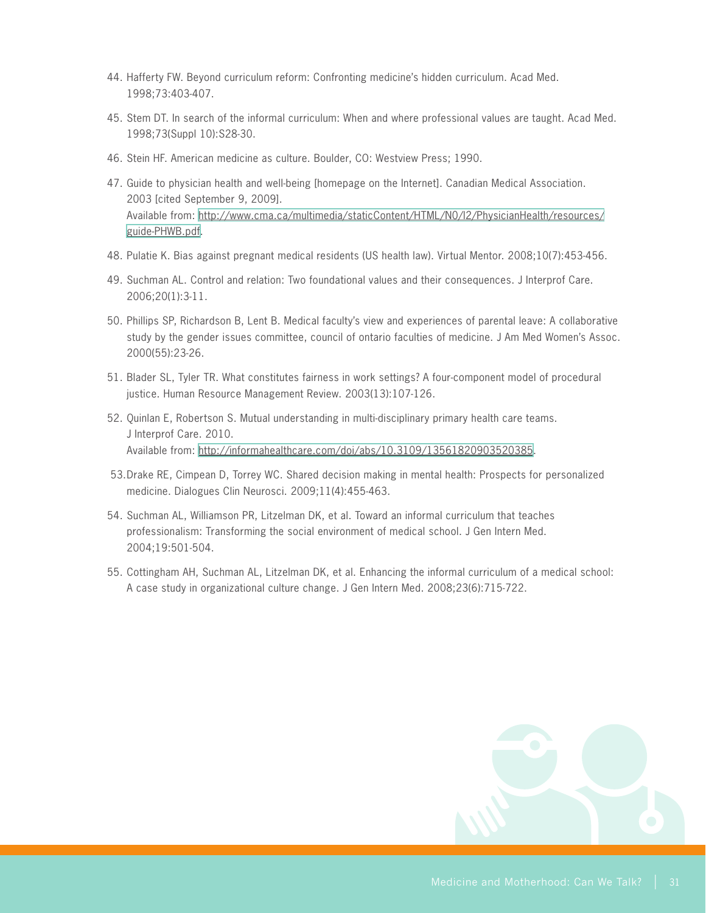44. Hafferty FW. Beyond curriculum reform: Confronting medicine's hidden curriculum. Acad Med. 1998;73:403-407.

45. Stem DT. In search of the informal curriculum: When and where professional values are taught. Acad Med. 1998;73(Suppl 10):S28-30.

46. Stein HF. American medicine as culture. Boulder, CO: Westview Press; 1990.

47. Guide to physician health and well-being [homepage on the Internet]. Canadian Medical Association. 2003 [cited September 9, 2009]. Available from: http://www.cma.ca/multimedia/staticContent/HTML/N0/l2/PhysicianHealth/resources/guide-PHWB.pdf.

48. Pulatie K. Bias against pregnant medical residents (US health law). Virtual Mentor. 2008;10(7):453-456.

49. Suchman AL. Control and relation: Two foundational values and their consequences. J Interprof Care. 2006;20(1):3-11.

50. Phillips SP, Richardson B, Lent B. Medical faculty's view and experiences of parental leave: A collaborative study by the gender issues committee, council of ontario faculties of medicine. J Am Med Women's Assoc. 2000(55):23-26.

51. Blader SL, Tyler TR. What constitutes fairness in work settings? A four-component model of procedural justice. Human Resource Management Review. 2003(13):107-126.

52. Quinlan E, Robertson S. Mutual understanding in multi-disciplinary primary health care teams. J Interprof Care. 2010. Available from: http://informahealthcare.com/doi/abs/10.3109/13561820903520385.

53. Drake RE, Cimpean D, Torrey WC. Shared decision making in mental health: Prospects for personalized medicine. Dialogues Clin Neurosci. 2009;11(4):455-463.

54. Suchman AL, Williamson PR, Litzelman DK, et al. Toward an informal curriculum that teaches professionalism: Transforming the social environment of medical school. J Gen Intern Med. 2004;19:501-504.

55. Cottingham AH, Suchman AL, Litzelman DK, et al. Enhancing the informal curriculum of a medical school: A case study in organizational culture change. J Gen Intern Med. 2008;23(6):715-722.